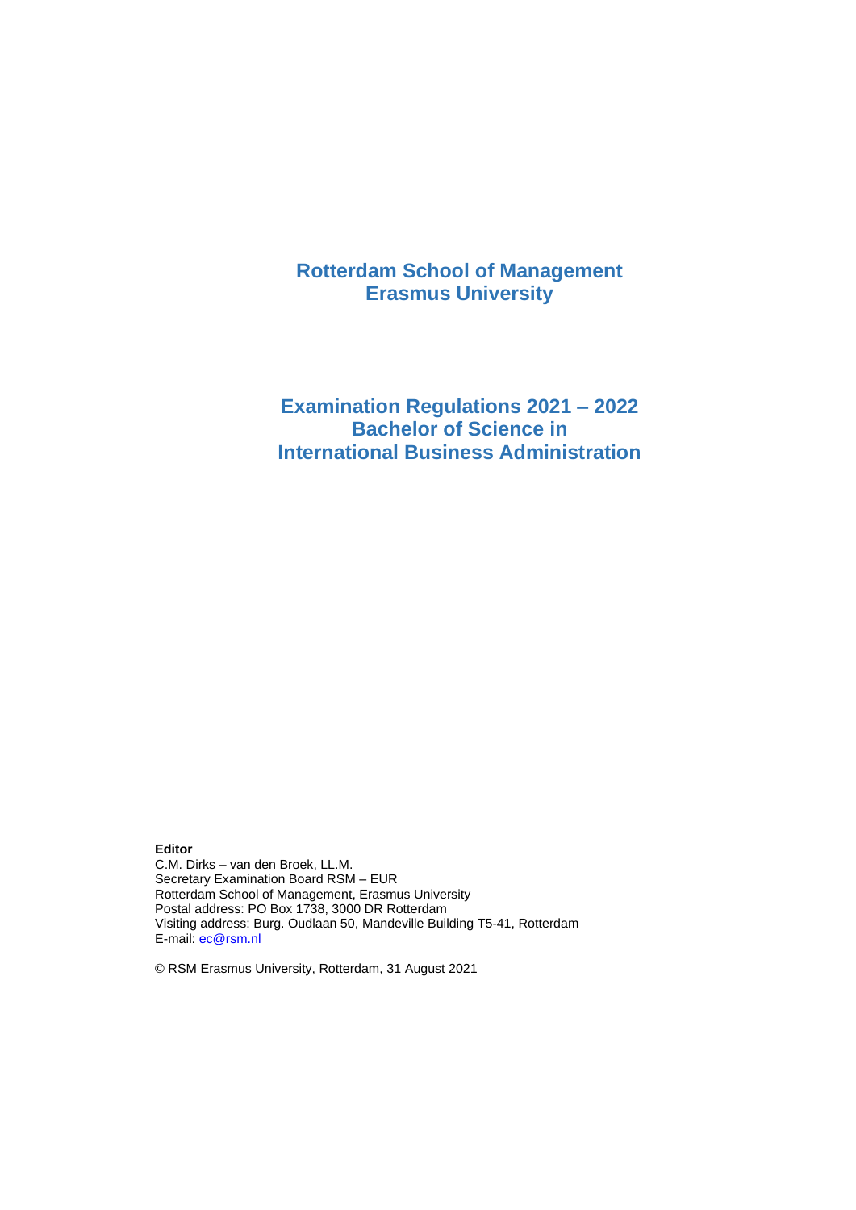# Rotterdam School of Management
# Erasmus University

## Examination Regulations 2021 – 2022
## Bachelor of Science in
## International Business Administration

**Editor**
C.M. Dirks – van den Broek, LL.M.
Secretary Examination Board RSM – EUR
Rotterdam School of Management, Erasmus University
Postal address: PO Box 1738, 3000 DR Rotterdam
Visiting address: Burg. Oudlaan 50, Mandeville Building T5-41, Rotterdam
E-mail: ec@rsm.nl

© RSM Erasmus University, Rotterdam, 31 August 2021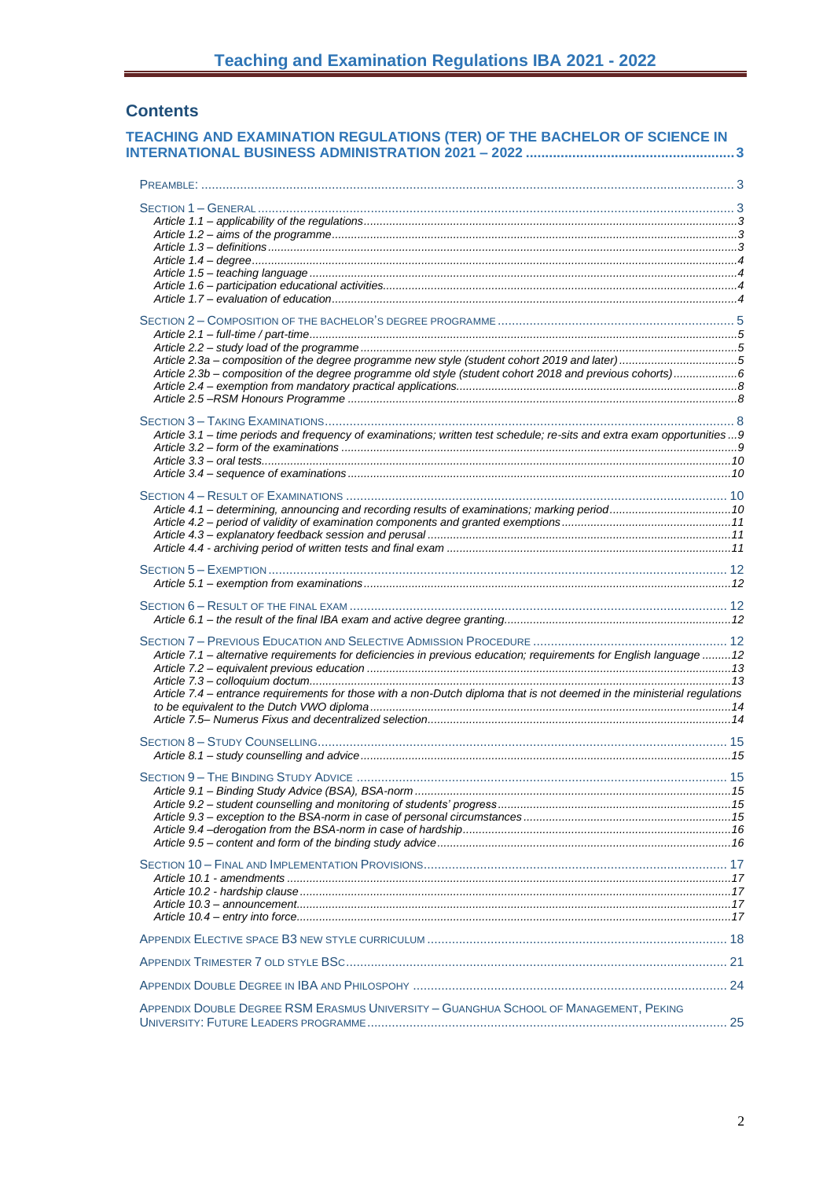## Contents

**TEACHING AND EXAMINATION REGULATIONS (TER) OF THE BACHELOR OF SCIENCE IN INTERNATIONAL BUSINESS ADMINISTRATION 2021 – 2022 ...... 3**

PREAMBLE: ...... 3

SECTION 1 – GENERAL ...... 3
- *Article 1.1 – applicability of the regulations ...... 3*
- *Article 1.2 – aims of the programme ...... 3*
- *Article 1.3 – definitions ...... 3*
- *Article 1.4 – degree ...... 4*
- *Article 1.5 – teaching language ...... 4*
- *Article 1.6 – participation educational activities ...... 4*
- *Article 1.7 – evaluation of education ...... 4*

SECTION 2 – COMPOSITION OF THE BACHELOR'S DEGREE PROGRAMME ...... 5
- *Article 2.1 – full-time / part-time ...... 5*
- *Article 2.2 – study load of the programme ...... 5*
- *Article 2.3a – composition of the degree programme new style (student cohort 2019 and later) ...... 5*
- *Article 2.3b – composition of the degree programme old style (student cohort 2018 and previous cohorts) ...... 6*
- *Article 2.4 – exemption from mandatory practical applications ...... 8*
- *Article 2.5 –RSM Honours Programme ...... 8*

SECTION 3 – TAKING EXAMINATIONS ...... 8
- *Article 3.1 – time periods and frequency of examinations; written test schedule; re-sits and extra exam opportunities ...... 9*
- *Article 3.2 – form of the examinations ...... 9*
- *Article 3.3 – oral tests ...... 10*
- *Article 3.4 – sequence of examinations ...... 10*

SECTION 4 – RESULT OF EXAMINATIONS ...... 10
- *Article 4.1 – determining, announcing and recording results of examinations; marking period ...... 10*
- *Article 4.2 – period of validity of examination components and granted exemptions ...... 11*
- *Article 4.3 – explanatory feedback session and perusal ...... 11*
- *Article 4.4 - archiving period of written tests and final exam ...... 11*

SECTION 5 – EXEMPTION ...... 12
- *Article 5.1 – exemption from examinations ...... 12*

SECTION 6 – RESULT OF THE FINAL EXAM ...... 12
- *Article 6.1 – the result of the final IBA exam and active degree granting ...... 12*

SECTION 7 – PREVIOUS EDUCATION AND SELECTIVE ADMISSION PROCEDURE ...... 12
- *Article 7.1 – alternative requirements for deficiencies in previous education; requirements for English language ...... 12*
- *Article 7.2 – equivalent previous education ...... 13*
- *Article 7.3 – colloquium doctum ...... 13*
- *Article 7.4 – entrance requirements for those with a non-Dutch diploma that is not deemed in the ministerial regulations to be equivalent to the Dutch VWO diploma ...... 14*
- *Article 7.5– Numerus Fixus and decentralized selection ...... 14*

SECTION 8 – STUDY COUNSELLING ...... 15
- *Article 8.1 – study counselling and advice ...... 15*

SECTION 9 – THE BINDING STUDY ADVICE ...... 15
- *Article 9.1 – Binding Study Advice (BSA), BSA-norm ...... 15*
- *Article 9.2 – student counselling and monitoring of students' progress ...... 15*
- *Article 9.3 – exception to the BSA-norm in case of personal circumstances ...... 15*
- *Article 9.4 –derogation from the BSA-norm in case of hardship ...... 16*
- *Article 9.5 – content and form of the binding study advice ...... 16*

SECTION 10 – FINAL AND IMPLEMENTATION PROVISIONS ...... 17
- *Article 10.1 - amendments ...... 17*
- *Article 10.2 - hardship clause ...... 17*
- *Article 10.3 – announcement ...... 17*
- *Article 10.4 – entry into force ...... 17*

APPENDIX ELECTIVE SPACE B3 NEW STYLE CURRICULUM ...... 18

APPENDIX TRIMESTER 7 OLD STYLE BSC ...... 21

APPENDIX DOUBLE DEGREE IN IBA AND PHILOSOPHY ...... 24

APPENDIX DOUBLE DEGREE RSM ERASMUS UNIVERSITY – GUANGHUA SCHOOL OF MANAGEMENT, PEKING UNIVERSITY: FUTURE LEADERS PROGRAMME ...... 25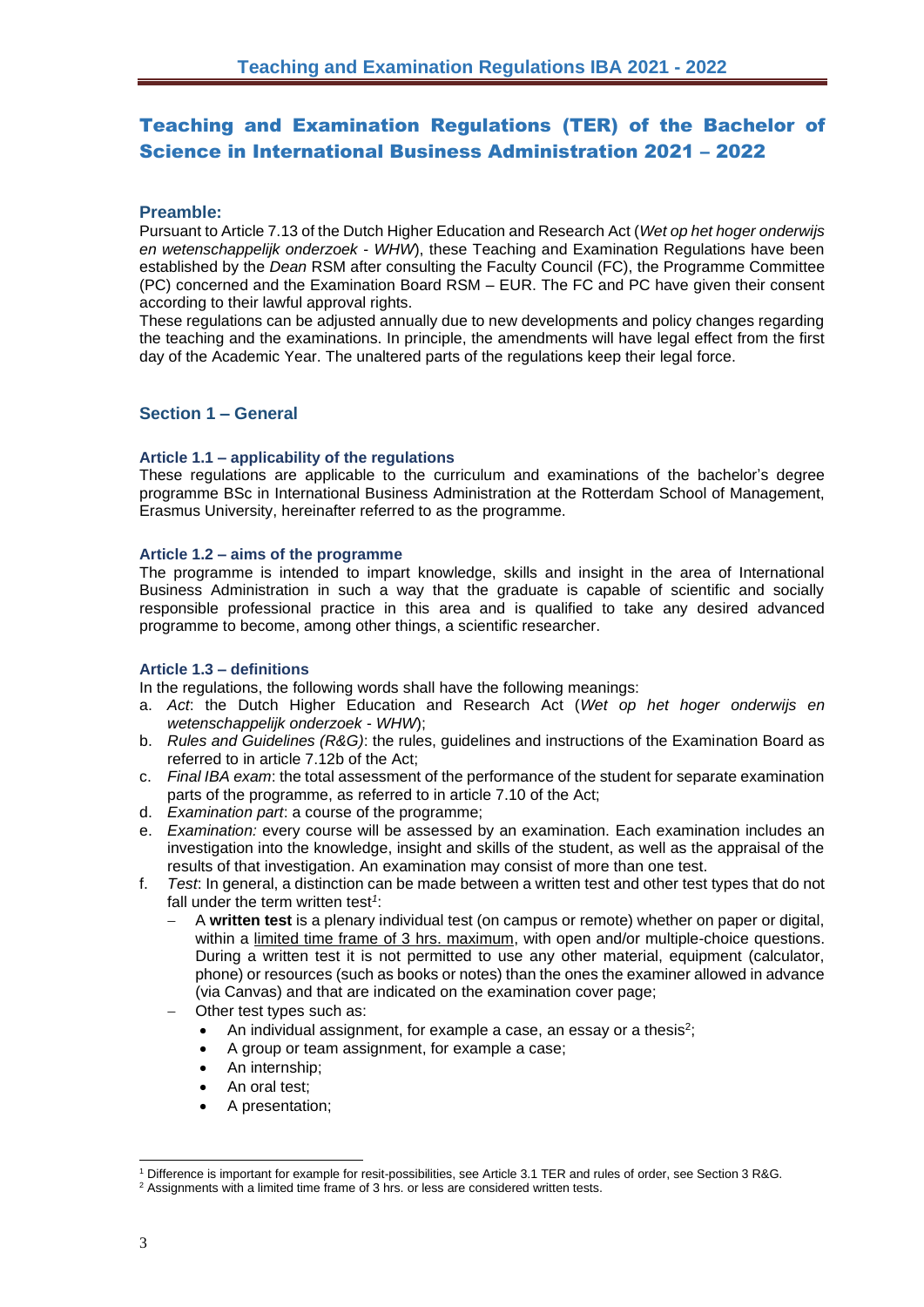# Teaching and Examination Regulations (TER) of the Bachelor of Science in International Business Administration 2021 – 2022

## Preamble:

Pursuant to Article 7.13 of the Dutch Higher Education and Research Act (*Wet op het hoger onderwijs en wetenschappelijk onderzoek - WHW*), these Teaching and Examination Regulations have been established by the *Dean* RSM after consulting the Faculty Council (FC), the Programme Committee (PC) concerned and the Examination Board RSM – EUR. The FC and PC have given their consent according to their lawful approval rights.

These regulations can be adjusted annually due to new developments and policy changes regarding the teaching and the examinations. In principle, the amendments will have legal effect from the first day of the Academic Year. The unaltered parts of the regulations keep their legal force.

## Section 1 – General

### Article 1.1 – applicability of the regulations

These regulations are applicable to the curriculum and examinations of the bachelor's degree programme BSc in International Business Administration at the Rotterdam School of Management, Erasmus University, hereinafter referred to as the programme.

### Article 1.2 – aims of the programme

The programme is intended to impart knowledge, skills and insight in the area of International Business Administration in such a way that the graduate is capable of scientific and socially responsible professional practice in this area and is qualified to take any desired advanced programme to become, among other things, a scientific researcher.

### Article 1.3 – definitions

In the regulations, the following words shall have the following meanings:

a. *Act*: the Dutch Higher Education and Research Act (*Wet op het hoger onderwijs en wetenschappelijk onderzoek - WHW*);
b. *Rules and Guidelines (R&G)*: the rules, guidelines and instructions of the Examination Board as referred to in article 7.12b of the Act;
c. *Final IBA exam*: the total assessment of the performance of the student for separate examination parts of the programme, as referred to in article 7.10 of the Act;
d. *Examination part*: a course of the programme;
e. *Examination:* every course will be assessed by an examination. Each examination includes an investigation into the knowledge, insight and skills of the student, as well as the appraisal of the results of that investigation. An examination may consist of more than one test.
f. *Test*: In general, a distinction can be made between a written test and other test types that do not fall under the term written test[1]:
   - A **written test** is a plenary individual test (on campus or remote) whether on paper or digital, within a <u>limited time frame of 3 hrs. maximum</u>, with open and/or multiple-choice questions. During a written test it is not permitted to use any other material, equipment (calculator, phone) or resources (such as books or notes) than the ones the examiner allowed in advance (via Canvas) and that are indicated on the examination cover page;
   - Other test types such as:
     - An individual assignment, for example a case, an essay or a thesis[2];
     - A group or team assignment, for example a case;
     - An internship;
     - An oral test;
     - A presentation;

[1] Difference is important for example for resit-possibilities, see Article 3.1 TER and rules of order, see Section 3 R&G.

[2] Assignments with a limited time frame of 3 hrs. or less are considered written tests.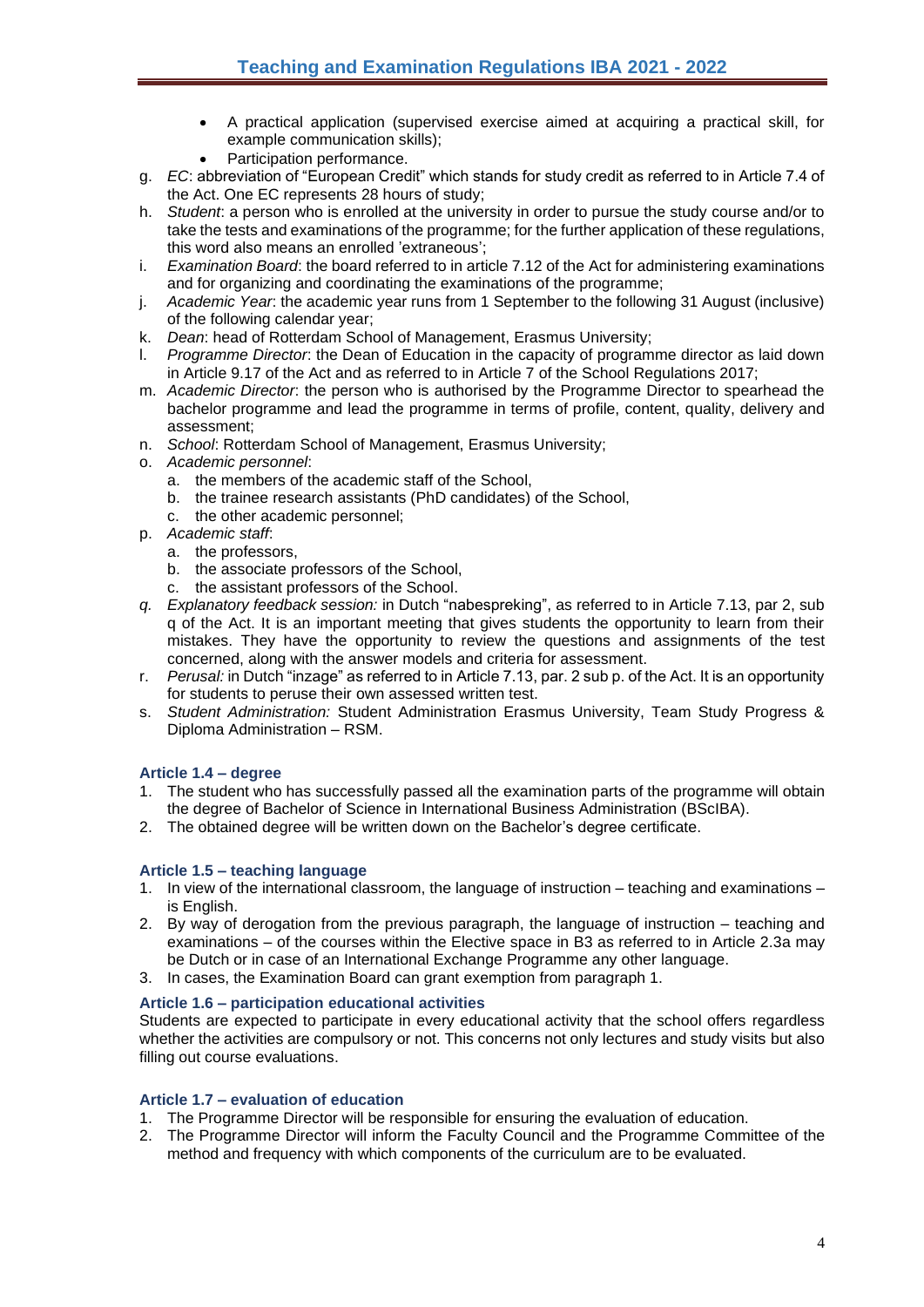- A practical application (supervised exercise aimed at acquiring a practical skill, for example communication skills);
- Participation performance.

g. *EC*: abbreviation of "European Credit" which stands for study credit as referred to in Article 7.4 of the Act. One EC represents 28 hours of study;

h. *Student*: a person who is enrolled at the university in order to pursue the study course and/or to take the tests and examinations of the programme; for the further application of these regulations, this word also means an enrolled 'extraneous';

i. *Examination Board*: the board referred to in article 7.12 of the Act for administering examinations and for organizing and coordinating the examinations of the programme;

j. *Academic Year*: the academic year runs from 1 September to the following 31 August (inclusive) of the following calendar year;

k. *Dean*: head of Rotterdam School of Management, Erasmus University;

l. *Programme Director*: the Dean of Education in the capacity of programme director as laid down in Article 9.17 of the Act and as referred to in Article 7 of the School Regulations 2017;

m. *Academic Director*: the person who is authorised by the Programme Director to spearhead the bachelor programme and lead the programme in terms of profile, content, quality, delivery and assessment;

n. *School*: Rotterdam School of Management, Erasmus University;

o. *Academic personnel*:
   a. the members of the academic staff of the School,
   b. the trainee research assistants (PhD candidates) of the School,
   c. the other academic personnel;

p. *Academic staff*:
   a. the professors,
   b. the associate professors of the School,
   c. the assistant professors of the School.

*q. Explanatory feedback session:* in Dutch "nabespreking", as referred to in Article 7.13, par 2, sub q of the Act. It is an important meeting that gives students the opportunity to learn from their mistakes. They have the opportunity to review the questions and assignments of the test concerned, along with the answer models and criteria for assessment.

r. *Perusal:* in Dutch "inzage" as referred to in Article 7.13, par. 2 sub p. of the Act. It is an opportunity for students to peruse their own assessed written test.

s. *Student Administration:* Student Administration Erasmus University, Team Study Progress & Diploma Administration – RSM.

### Article 1.4 – degree

1. The student who has successfully passed all the examination parts of the programme will obtain the degree of Bachelor of Science in International Business Administration (BScIBA).
2. The obtained degree will be written down on the Bachelor's degree certificate.

### Article 1.5 – teaching language

1. In view of the international classroom, the language of instruction – teaching and examinations – is English.
2. By way of derogation from the previous paragraph, the language of instruction – teaching and examinations – of the courses within the Elective space in B3 as referred to in Article 2.3a may be Dutch or in case of an International Exchange Programme any other language.
3. In cases, the Examination Board can grant exemption from paragraph 1.

### Article 1.6 – participation educational activities

Students are expected to participate in every educational activity that the school offers regardless whether the activities are compulsory or not. This concerns not only lectures and study visits but also filling out course evaluations.

### Article 1.7 – evaluation of education

1. The Programme Director will be responsible for ensuring the evaluation of education.
2. The Programme Director will inform the Faculty Council and the Programme Committee of the method and frequency with which components of the curriculum are to be evaluated.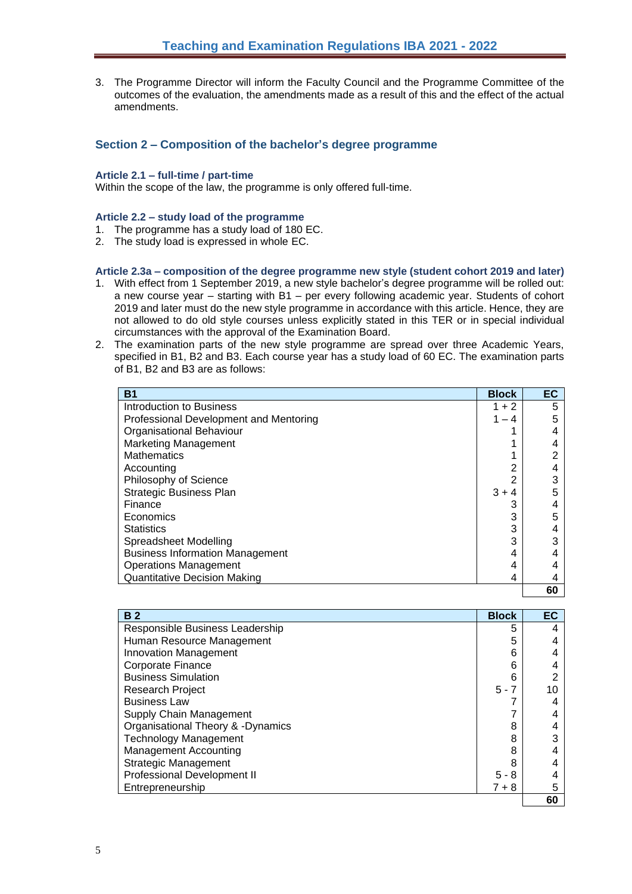3. The Programme Director will inform the Faculty Council and the Programme Committee of the outcomes of the evaluation, the amendments made as a result of this and the effect of the actual amendments.

## Section 2 – Composition of the bachelor's degree programme

### Article 2.1 – full-time / part-time

Within the scope of the law, the programme is only offered full-time.

### Article 2.2 – study load of the programme

1. The programme has a study load of 180 EC.
2. The study load is expressed in whole EC.

### Article 2.3a – composition of the degree programme new style (student cohort 2019 and later)

1. With effect from 1 September 2019, a new style bachelor's degree programme will be rolled out: a new course year – starting with B1 – per every following academic year. Students of cohort 2019 and later must do the new style programme in accordance with this article. Hence, they are not allowed to do old style courses unless explicitly stated in this TER or in special individual circumstances with the approval of the Examination Board.
2. The examination parts of the new style programme are spread over three Academic Years, specified in B1, B2 and B3. Each course year has a study load of 60 EC. The examination parts of B1, B2 and B3 are as follows:

| B1 | Block | EC |
|---|---|---|
| Introduction to Business | 1 + 2 | 5 |
| Professional Development and Mentoring | 1 – 4 | 5 |
| Organisational Behaviour | 1 | 4 |
| Marketing Management | 1 | 4 |
| Mathematics | 1 | 2 |
| Accounting | 2 | 4 |
| Philosophy of Science | 2 | 3 |
| Strategic Business Plan | 3 + 4 | 5 |
| Finance | 3 | 4 |
| Economics | 3 | 5 |
| Statistics | 3 | 4 |
| Spreadsheet Modelling | 3 | 3 |
| Business Information Management | 4 | 4 |
| Operations Management | 4 | 4 |
| Quantitative Decision Making | 4 | 4 |
| | | **60** |

| B 2 | Block | EC |
|---|---|---|
| Responsible Business Leadership | 5 | 4 |
| Human Resource Management | 5 | 4 |
| Innovation Management | 6 | 4 |
| Corporate Finance | 6 | 4 |
| Business Simulation | 6 | 2 |
| Research Project | 5 - 7 | 10 |
| Business Law | 7 | 4 |
| Supply Chain Management | 7 | 4 |
| Organisational Theory & -Dynamics | 8 | 4 |
| Technology Management | 8 | 3 |
| Management Accounting | 8 | 4 |
| Strategic Management | 8 | 4 |
| Professional Development II | 5 - 8 | 4 |
| Entrepreneurship | 7 + 8 | 5 |
| | | **60** |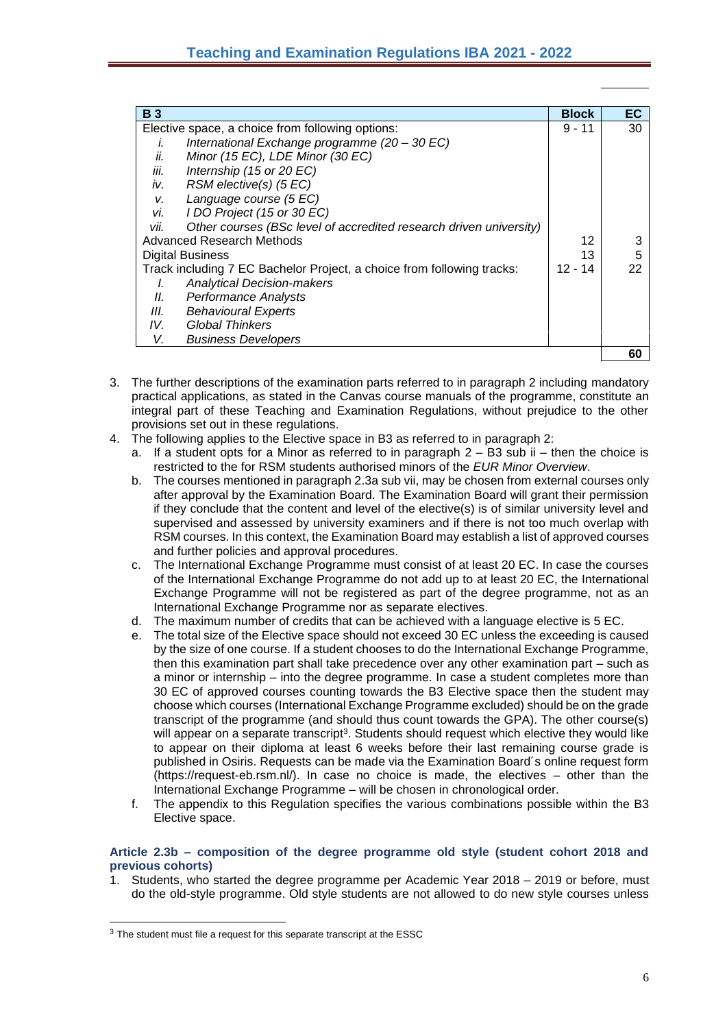| B 3 | Block | EC |
|---|---|---|
| Elective space, a choice from following options: | 9 - 11 | 30 |
| i. *International Exchange programme (20 – 30 EC)* | | |
| ii. *Minor (15 EC), LDE Minor (30 EC)* | | |
| iii. *Internship (15 or 20 EC)* | | |
| iv. *RSM elective(s) (5 EC)* | | |
| v. *Language course (5 EC)* | | |
| vi. *I DO Project (15 or 30 EC)* | | |
| vii. *Other courses (BSc level of accredited research driven university)* | | |
| Advanced Research Methods | 12 | 3 |
| Digital Business | 13 | 5 |
| Track including 7 EC Bachelor Project, a choice from following tracks: | 12 - 14 | 22 |
| I. *Analytical Decision-makers* | | |
| II. *Performance Analysts* | | |
| III. *Behavioural Experts* | | |
| IV. *Global Thinkers* | | |
| V. *Business Developers* | | |
| | | **60** |

3. The further descriptions of the examination parts referred to in paragraph 2 including mandatory practical applications, as stated in the Canvas course manuals of the programme, constitute an integral part of these Teaching and Examination Regulations, without prejudice to the other provisions set out in these regulations.
4. The following applies to the Elective space in B3 as referred to in paragraph 2:
   a. If a student opts for a Minor as referred to in paragraph 2 – B3 sub ii – then the choice is restricted to the for RSM students authorised minors of the *EUR Minor Overview*.
   b. The courses mentioned in paragraph 2.3a sub vii, may be chosen from external courses only after approval by the Examination Board. The Examination Board will grant their permission if they conclude that the content and level of the elective(s) is of similar university level and supervised and assessed by university examiners and if there is not too much overlap with RSM courses. In this context, the Examination Board may establish a list of approved courses and further policies and approval procedures.
   c. The International Exchange Programme must consist of at least 20 EC. In case the courses of the International Exchange Programme do not add up to at least 20 EC, the International Exchange Programme will not be registered as part of the degree programme, not as an International Exchange Programme nor as separate electives.
   d. The maximum number of credits that can be achieved with a language elective is 5 EC.
   e. The total size of the Elective space should not exceed 30 EC unless the exceeding is caused by the size of one course. If a student chooses to do the International Exchange Programme, then this examination part shall take precedence over any other examination part – such as a minor or internship – into the degree programme. In case a student completes more than 30 EC of approved courses counting towards the B3 Elective space then the student may choose which courses (International Exchange Programme excluded) should be on the grade transcript of the programme (and should thus count towards the GPA). The other course(s) will appear on a separate transcript[3]. Students should request which elective they would like to appear on their diploma at least 6 weeks before their last remaining course grade is published in Osiris. Requests can be made via the Examination Board´s online request form (https://request-eb.rsm.nl/). In case no choice is made, the electives – other than the International Exchange Programme – will be chosen in chronological order.
   f. The appendix to this Regulation specifies the various combinations possible within the B3 Elective space.

### Article 2.3b – composition of the degree programme old style (student cohort 2018 and previous cohorts)

1. Students, who started the degree programme per Academic Year 2018 – 2019 or before, must do the old-style programme. Old style students are not allowed to do new style courses unless

[3] The student must file a request for this separate transcript at the ESSC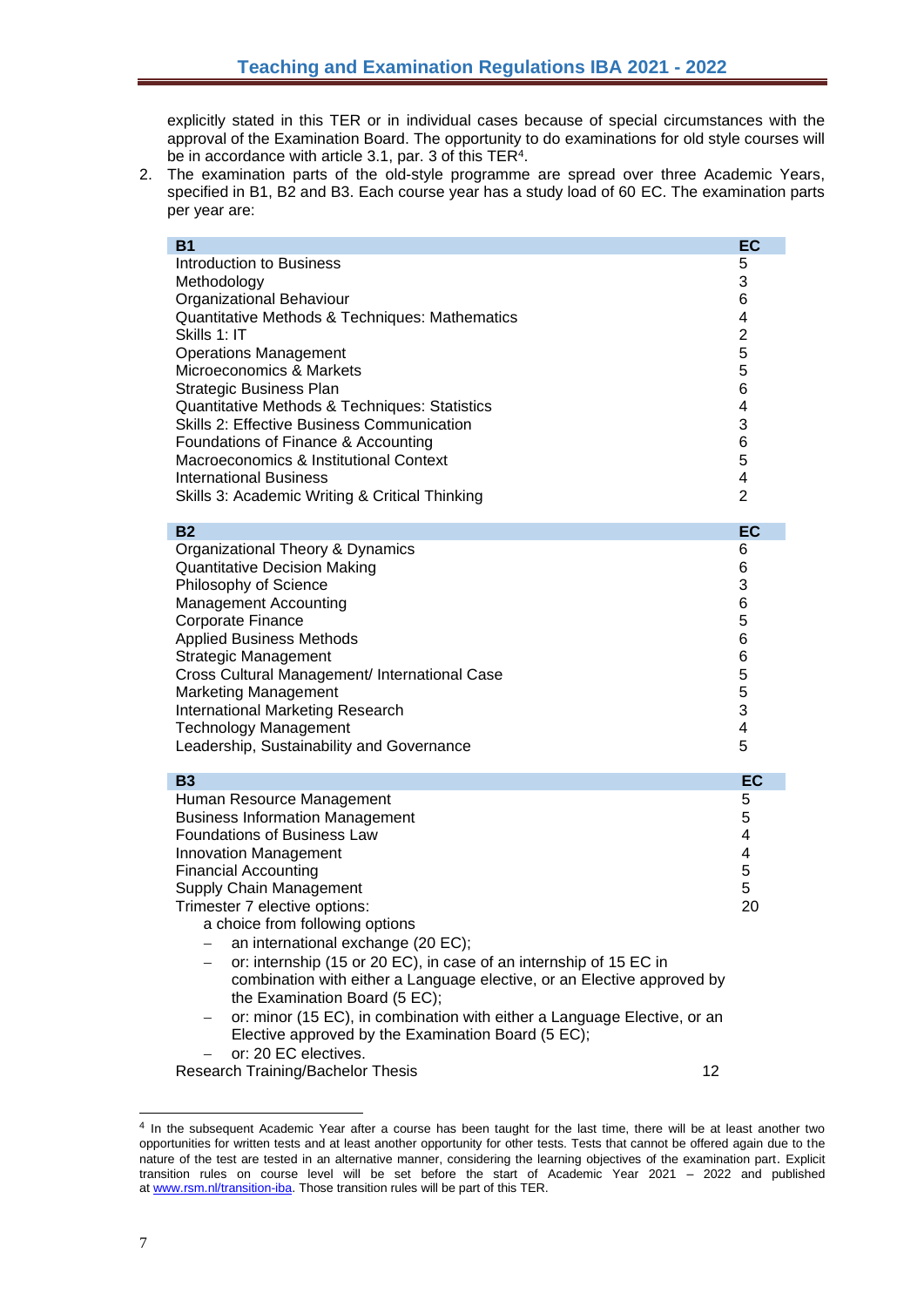explicitly stated in this TER or in individual cases because of special circumstances with the approval of the Examination Board. The opportunity to do examinations for old style courses will be in accordance with article 3.1, par. 3 of this TER[4].

2. The examination parts of the old-style programme are spread over three Academic Years, specified in B1, B2 and B3. Each course year has a study load of 60 EC. The examination parts per year are:

| B1 | EC |
|---|---|
| Introduction to Business | 5 |
| Methodology | 3 |
| Organizational Behaviour | 6 |
| Quantitative Methods & Techniques: Mathematics | 4 |
| Skills 1: IT | 2 |
| Operations Management | 5 |
| Microeconomics & Markets | 5 |
| Strategic Business Plan | 6 |
| Quantitative Methods & Techniques: Statistics | 4 |
| Skills 2: Effective Business Communication | 3 |
| Foundations of Finance & Accounting | 6 |
| Macroeconomics & Institutional Context | 5 |
| International Business | 4 |
| Skills 3: Academic Writing & Critical Thinking | 2 |

| B2 | EC |
|---|---|
| Organizational Theory & Dynamics | 6 |
| Quantitative Decision Making | 6 |
| Philosophy of Science | 3 |
| Management Accounting | 6 |
| Corporate Finance | 5 |
| Applied Business Methods | 6 |
| Strategic Management | 6 |
| Cross Cultural Management/ International Case | 5 |
| Marketing Management | 5 |
| International Marketing Research | 3 |
| Technology Management | 4 |
| Leadership, Sustainability and Governance | 5 |

| B3 | EC |
|---|---|
| Human Resource Management | 5 |
| Business Information Management | 5 |
| Foundations of Business Law | 4 |
| Innovation Management | 4 |
| Financial Accounting | 5 |
| Supply Chain Management | 5 |
| Trimester 7 elective options:<br>a choice from following options<br>– an international exchange (20 EC);<br>– or: internship (15 or 20 EC), in case of an internship of 15 EC in combination with either a Language elective, or an Elective approved by the Examination Board (5 EC);<br>– or: minor (15 EC), in combination with either a Language Elective, or an Elective approved by the Examination Board (5 EC);<br>– or: 20 EC electives. | 20 |
| Research Training/Bachelor Thesis | 12 |

[4] In the subsequent Academic Year after a course has been taught for the last time, there will be at least another two opportunities for written tests and at least another opportunity for other tests. Tests that cannot be offered again due to the nature of the test are tested in an alternative manner, considering the learning objectives of the examination part. Explicit transition rules on course level will be set before the start of Academic Year 2021 – 2022 and published at www.rsm.nl/transition-iba. Those transition rules will be part of this TER.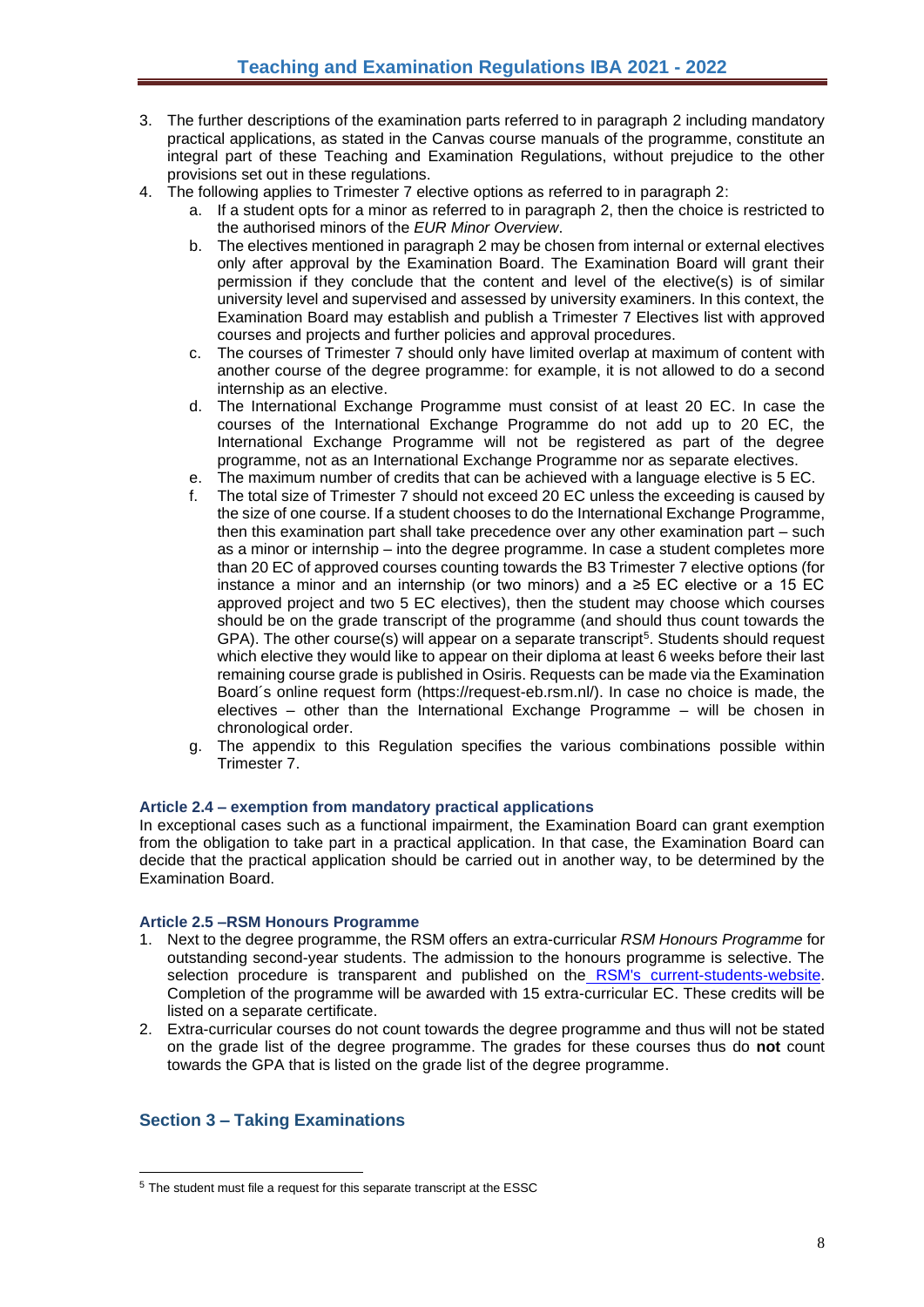3. The further descriptions of the examination parts referred to in paragraph 2 including mandatory practical applications, as stated in the Canvas course manuals of the programme, constitute an integral part of these Teaching and Examination Regulations, without prejudice to the other provisions set out in these regulations.
4. The following applies to Trimester 7 elective options as referred to in paragraph 2:
   a. If a student opts for a minor as referred to in paragraph 2, then the choice is restricted to the authorised minors of the *EUR Minor Overview*.
   b. The electives mentioned in paragraph 2 may be chosen from internal or external electives only after approval by the Examination Board. The Examination Board will grant their permission if they conclude that the content and level of the elective(s) is of similar university level and supervised and assessed by university examiners. In this context, the Examination Board may establish and publish a Trimester 7 Electives list with approved courses and projects and further policies and approval procedures.
   c. The courses of Trimester 7 should only have limited overlap at maximum of content with another course of the degree programme: for example, it is not allowed to do a second internship as an elective.
   d. The International Exchange Programme must consist of at least 20 EC. In case the courses of the International Exchange Programme do not add up to 20 EC, the International Exchange Programme will not be registered as part of the degree programme, not as an International Exchange Programme nor as separate electives.
   e. The maximum number of credits that can be achieved with a language elective is 5 EC.
   f. The total size of Trimester 7 should not exceed 20 EC unless the exceeding is caused by the size of one course. If a student chooses to do the International Exchange Programme, then this examination part shall take precedence over any other examination part – such as a minor or internship – into the degree programme. In case a student completes more than 20 EC of approved courses counting towards the B3 Trimester 7 elective options (for instance a minor and an internship (or two minors) and a ≥5 EC elective or a 15 EC approved project and two 5 EC electives), then the student may choose which courses should be on the grade transcript of the programme (and should thus count towards the GPA). The other course(s) will appear on a separate transcript[5]. Students should request which elective they would like to appear on their diploma at least 6 weeks before their last remaining course grade is published in Osiris. Requests can be made via the Examination Board´s online request form (https://request-eb.rsm.nl/). In case no choice is made, the electives – other than the International Exchange Programme – will be chosen in chronological order.
   g. The appendix to this Regulation specifies the various combinations possible within Trimester 7.

### Article 2.4 – exemption from mandatory practical applications

In exceptional cases such as a functional impairment, the Examination Board can grant exemption from the obligation to take part in a practical application. In that case, the Examination Board can decide that the practical application should be carried out in another way, to be determined by the Examination Board.

### Article 2.5 –RSM Honours Programme

1. Next to the degree programme, the RSM offers an extra-curricular *RSM Honours Programme* for outstanding second-year students. The admission to the honours programme is selective. The selection procedure is transparent and published on the RSM's current-students-website. Completion of the programme will be awarded with 15 extra-curricular EC. These credits will be listed on a separate certificate.
2. Extra-curricular courses do not count towards the degree programme and thus will not be stated on the grade list of the degree programme. The grades for these courses thus do **not** count towards the GPA that is listed on the grade list of the degree programme.

## Section 3 – Taking Examinations

[5] The student must file a request for this separate transcript at the ESSC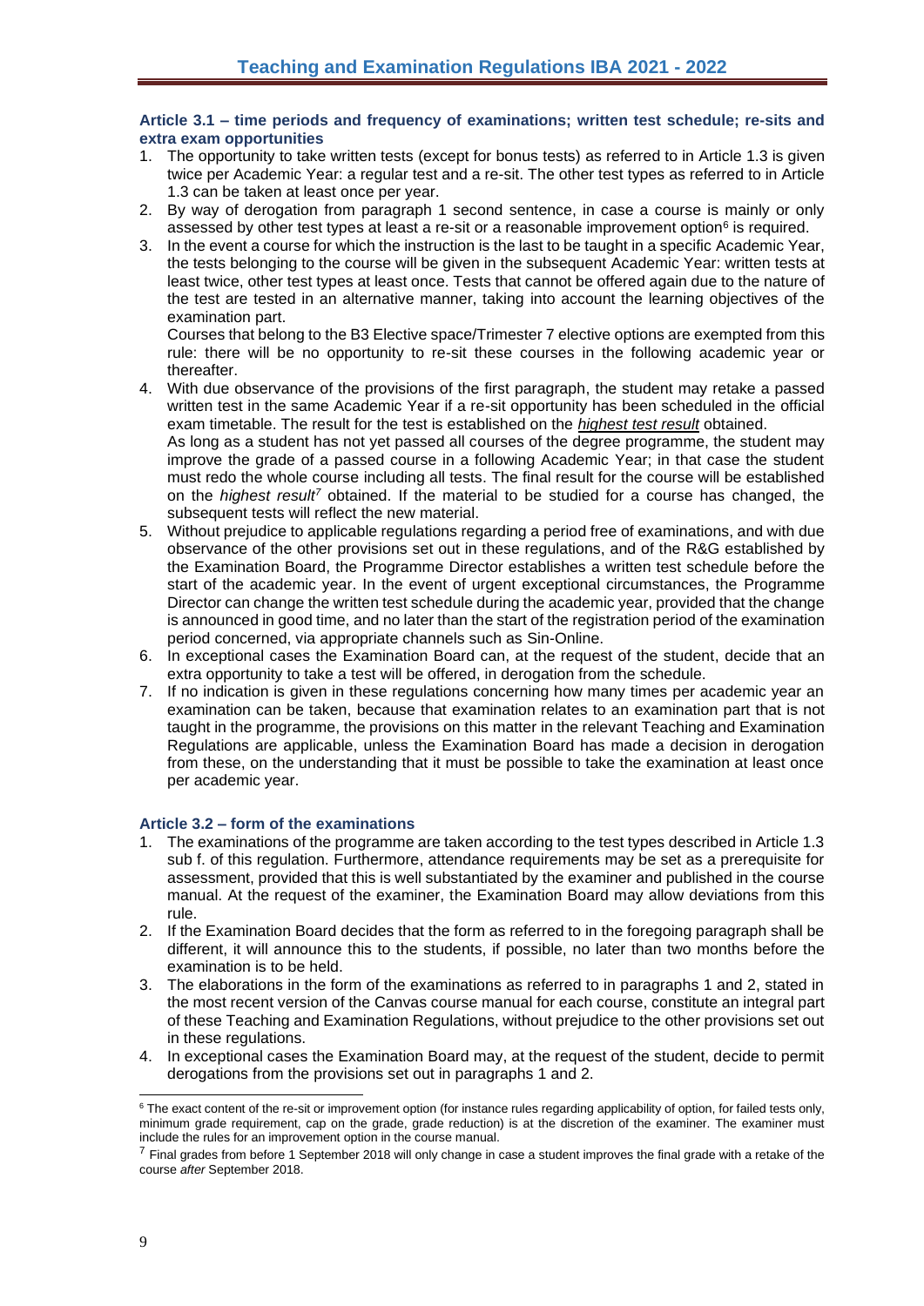### Article 3.1 – time periods and frequency of examinations; written test schedule; re-sits and extra exam opportunities

1. The opportunity to take written tests (except for bonus tests) as referred to in Article 1.3 is given twice per Academic Year: a regular test and a re-sit. The other test types as referred to in Article 1.3 can be taken at least once per year.
2. By way of derogation from paragraph 1 second sentence, in case a course is mainly or only assessed by other test types at least a re-sit or a reasonable improvement option[6] is required.
3. In the event a course for which the instruction is the last to be taught in a specific Academic Year, the tests belonging to the course will be given in the subsequent Academic Year: written tests at least twice, other test types at least once. Tests that cannot be offered again due to the nature of the test are tested in an alternative manner, taking into account the learning objectives of the examination part.
   Courses that belong to the B3 Elective space/Trimester 7 elective options are exempted from this rule: there will be no opportunity to re-sit these courses in the following academic year or thereafter.
4. With due observance of the provisions of the first paragraph, the student may retake a passed written test in the same Academic Year if a re-sit opportunity has been scheduled in the official exam timetable. The result for the test is established on the ***highest test result*** obtained.
   As long as a student has not yet passed all courses of the degree programme, the student may improve the grade of a passed course in a following Academic Year; in that case the student must redo the whole course including all tests. The final result for the course will be established on the *highest result*[7] obtained. If the material to be studied for a course has changed, the subsequent tests will reflect the new material.
5. Without prejudice to applicable regulations regarding a period free of examinations, and with due observance of the other provisions set out in these regulations, and of the R&G established by the Examination Board, the Programme Director establishes a written test schedule before the start of the academic year. In the event of urgent exceptional circumstances, the Programme Director can change the written test schedule during the academic year, provided that the change is announced in good time, and no later than the start of the registration period of the examination period concerned, via appropriate channels such as Sin-Online.
6. In exceptional cases the Examination Board can, at the request of the student, decide that an extra opportunity to take a test will be offered, in derogation from the schedule.
7. If no indication is given in these regulations concerning how many times per academic year an examination can be taken, because that examination relates to an examination part that is not taught in the programme, the provisions on this matter in the relevant Teaching and Examination Regulations are applicable, unless the Examination Board has made a decision in derogation from these, on the understanding that it must be possible to take the examination at least once per academic year.

### Article 3.2 – form of the examinations

1. The examinations of the programme are taken according to the test types described in Article 1.3 sub f. of this regulation. Furthermore, attendance requirements may be set as a prerequisite for assessment, provided that this is well substantiated by the examiner and published in the course manual. At the request of the examiner, the Examination Board may allow deviations from this rule.
2. If the Examination Board decides that the form as referred to in the foregoing paragraph shall be different, it will announce this to the students, if possible, no later than two months before the examination is to be held.
3. The elaborations in the form of the examinations as referred to in paragraphs 1 and 2, stated in the most recent version of the Canvas course manual for each course, constitute an integral part of these Teaching and Examination Regulations, without prejudice to the other provisions set out in these regulations.
4. In exceptional cases the Examination Board may, at the request of the student, decide to permit derogations from the provisions set out in paragraphs 1 and 2.

---

[6] The exact content of the re-sit or improvement option (for instance rules regarding applicability of option, for failed tests only, minimum grade requirement, cap on the grade, grade reduction) is at the discretion of the examiner. The examiner must include the rules for an improvement option in the course manual.

[7] Final grades from before 1 September 2018 will only change in case a student improves the final grade with a retake of the course *after* September 2018.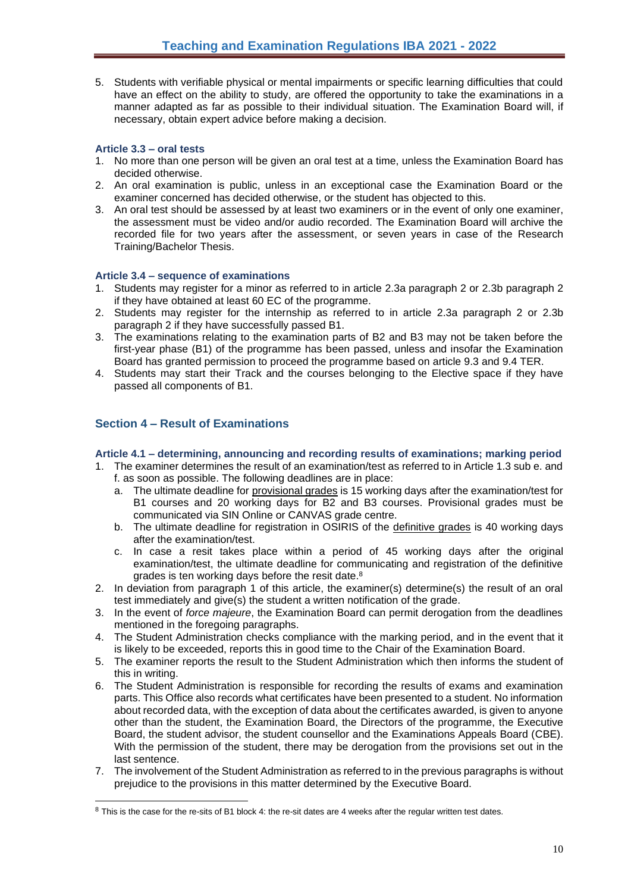5. Students with verifiable physical or mental impairments or specific learning difficulties that could have an effect on the ability to study, are offered the opportunity to take the examinations in a manner adapted as far as possible to their individual situation. The Examination Board will, if necessary, obtain expert advice before making a decision.

### Article 3.3 – oral tests

1. No more than one person will be given an oral test at a time, unless the Examination Board has decided otherwise.
2. An oral examination is public, unless in an exceptional case the Examination Board or the examiner concerned has decided otherwise, or the student has objected to this.
3. An oral test should be assessed by at least two examiners or in the event of only one examiner, the assessment must be video and/or audio recorded. The Examination Board will archive the recorded file for two years after the assessment, or seven years in case of the Research Training/Bachelor Thesis.

### Article 3.4 – sequence of examinations

1. Students may register for a minor as referred to in article 2.3a paragraph 2 or 2.3b paragraph 2 if they have obtained at least 60 EC of the programme.
2. Students may register for the internship as referred to in article 2.3a paragraph 2 or 2.3b paragraph 2 if they have successfully passed B1.
3. The examinations relating to the examination parts of B2 and B3 may not be taken before the first-year phase (B1) of the programme has been passed, unless and insofar the Examination Board has granted permission to proceed the programme based on article 9.3 and 9.4 TER.
4. Students may start their Track and the courses belonging to the Elective space if they have passed all components of B1.

## Section 4 – Result of Examinations

### Article 4.1 – determining, announcing and recording results of examinations; marking period

1. The examiner determines the result of an examination/test as referred to in Article 1.3 sub e. and f. as soon as possible. The following deadlines are in place:
   a. The ultimate deadline for provisional grades is 15 working days after the examination/test for B1 courses and 20 working days for B2 and B3 courses. Provisional grades must be communicated via SIN Online or CANVAS grade centre.
   b. The ultimate deadline for registration in OSIRIS of the definitive grades is 40 working days after the examination/test.
   c. In case a resit takes place within a period of 45 working days after the original examination/test, the ultimate deadline for communicating and registration of the definitive grades is ten working days before the resit date.[8]
2. In deviation from paragraph 1 of this article, the examiner(s) determine(s) the result of an oral test immediately and give(s) the student a written notification of the grade.
3. In the event of *force majeure*, the Examination Board can permit derogation from the deadlines mentioned in the foregoing paragraphs.
4. The Student Administration checks compliance with the marking period, and in the event that it is likely to be exceeded, reports this in good time to the Chair of the Examination Board.
5. The examiner reports the result to the Student Administration which then informs the student of this in writing.
6. The Student Administration is responsible for recording the results of exams and examination parts. This Office also records what certificates have been presented to a student. No information about recorded data, with the exception of data about the certificates awarded, is given to anyone other than the student, the Examination Board, the Directors of the programme, the Executive Board, the student advisor, the student counsellor and the Examinations Appeals Board (CBE). With the permission of the student, there may be derogation from the provisions set out in the last sentence.
7. The involvement of the Student Administration as referred to in the previous paragraphs is without prejudice to the provisions in this matter determined by the Executive Board.

---

[8] This is the case for the re-sits of B1 block 4: the re-sit dates are 4 weeks after the regular written test dates.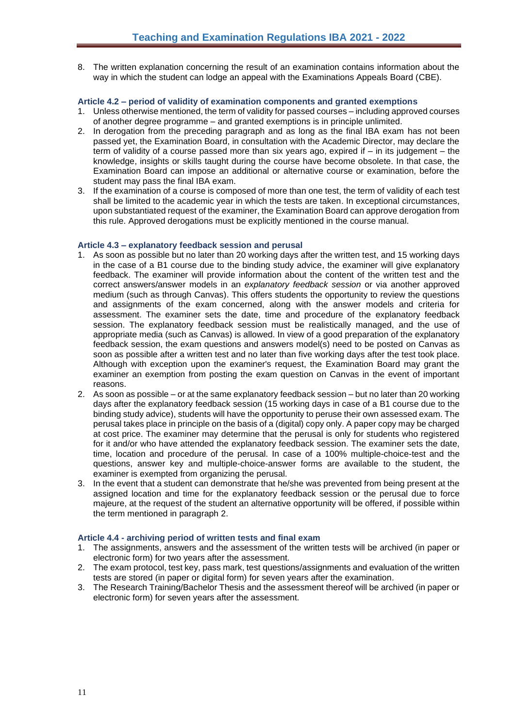8. The written explanation concerning the result of an examination contains information about the way in which the student can lodge an appeal with the Examinations Appeals Board (CBE).

### Article 4.2 – period of validity of examination components and granted exemptions

1. Unless otherwise mentioned, the term of validity for passed courses – including approved courses of another degree programme – and granted exemptions is in principle unlimited.
2. In derogation from the preceding paragraph and as long as the final IBA exam has not been passed yet, the Examination Board, in consultation with the Academic Director, may declare the term of validity of a course passed more than six years ago, expired if – in its judgement – the knowledge, insights or skills taught during the course have become obsolete. In that case, the Examination Board can impose an additional or alternative course or examination, before the student may pass the final IBA exam.
3. If the examination of a course is composed of more than one test, the term of validity of each test shall be limited to the academic year in which the tests are taken. In exceptional circumstances, upon substantiated request of the examiner, the Examination Board can approve derogation from this rule. Approved derogations must be explicitly mentioned in the course manual.

### Article 4.3 – explanatory feedback session and perusal

1. As soon as possible but no later than 20 working days after the written test, and 15 working days in the case of a B1 course due to the binding study advice, the examiner will give explanatory feedback. The examiner will provide information about the content of the written test and the correct answers/answer models in an *explanatory feedback session* or via another approved medium (such as through Canvas). This offers students the opportunity to review the questions and assignments of the exam concerned, along with the answer models and criteria for assessment. The examiner sets the date, time and procedure of the explanatory feedback session. The explanatory feedback session must be realistically managed, and the use of appropriate media (such as Canvas) is allowed. In view of a good preparation of the explanatory feedback session, the exam questions and answers model(s) need to be posted on Canvas as soon as possible after a written test and no later than five working days after the test took place. Although with exception upon the examiner's request, the Examination Board may grant the examiner an exemption from posting the exam question on Canvas in the event of important reasons.
2. As soon as possible – or at the same explanatory feedback session – but no later than 20 working days after the explanatory feedback session (15 working days in case of a B1 course due to the binding study advice), students will have the opportunity to peruse their own assessed exam. The perusal takes place in principle on the basis of a (digital) copy only. A paper copy may be charged at cost price. The examiner may determine that the perusal is only for students who registered for it and/or who have attended the explanatory feedback session. The examiner sets the date, time, location and procedure of the perusal. In case of a 100% multiple-choice-test and the questions, answer key and multiple-choice-answer forms are available to the student, the examiner is exempted from organizing the perusal.
3. In the event that a student can demonstrate that he/she was prevented from being present at the assigned location and time for the explanatory feedback session or the perusal due to force majeure, at the request of the student an alternative opportunity will be offered, if possible within the term mentioned in paragraph 2.

### Article 4.4 - archiving period of written tests and final exam

1. The assignments, answers and the assessment of the written tests will be archived (in paper or electronic form) for two years after the assessment.
2. The exam protocol, test key, pass mark, test questions/assignments and evaluation of the written tests are stored (in paper or digital form) for seven years after the examination.
3. The Research Training/Bachelor Thesis and the assessment thereof will be archived (in paper or electronic form) for seven years after the assessment.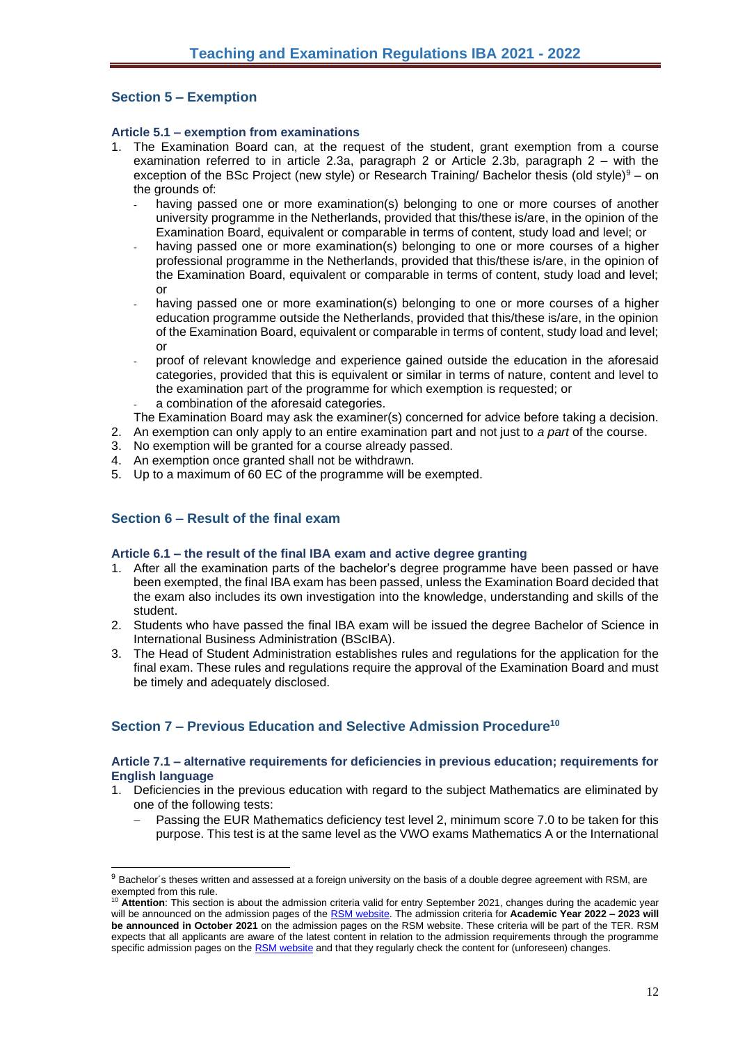## Section 5 – Exemption

### Article 5.1 – exemption from examinations

1. The Examination Board can, at the request of the student, grant exemption from a course examination referred to in article 2.3a, paragraph 2 or Article 2.3b, paragraph 2 – with the exception of the BSc Project (new style) or Research Training/ Bachelor thesis (old style)[9] – on the grounds of:
   - having passed one or more examination(s) belonging to one or more courses of another university programme in the Netherlands, provided that this/these is/are, in the opinion of the Examination Board, equivalent or comparable in terms of content, study load and level; or
   - having passed one or more examination(s) belonging to one or more courses of a higher professional programme in the Netherlands, provided that this/these is/are, in the opinion of the Examination Board, equivalent or comparable in terms of content, study load and level; or
   - having passed one or more examination(s) belonging to one or more courses of a higher education programme outside the Netherlands, provided that this/these is/are, in the opinion of the Examination Board, equivalent or comparable in terms of content, study load and level; or
   - proof of relevant knowledge and experience gained outside the education in the aforesaid categories, provided that this is equivalent or similar in terms of nature, content and level to the examination part of the programme for which exemption is requested; or
   - a combination of the aforesaid categories.

   The Examination Board may ask the examiner(s) concerned for advice before taking a decision.
2. An exemption can only apply to an entire examination part and not just to *a part* of the course.
3. No exemption will be granted for a course already passed.
4. An exemption once granted shall not be withdrawn.
5. Up to a maximum of 60 EC of the programme will be exempted.

## Section 6 – Result of the final exam

### Article 6.1 – the result of the final IBA exam and active degree granting

1. After all the examination parts of the bachelor's degree programme have been passed or have been exempted, the final IBA exam has been passed, unless the Examination Board decided that the exam also includes its own investigation into the knowledge, understanding and skills of the student.
2. Students who have passed the final IBA exam will be issued the degree Bachelor of Science in International Business Administration (BScIBA).
3. The Head of Student Administration establishes rules and regulations for the application for the final exam. These rules and regulations require the approval of the Examination Board and must be timely and adequately disclosed.

## Section 7 – Previous Education and Selective Admission Procedure[10]

### Article 7.1 – alternative requirements for deficiencies in previous education; requirements for English language

1. Deficiencies in the previous education with regard to the subject Mathematics are eliminated by one of the following tests:
   – Passing the EUR Mathematics deficiency test level 2, minimum score 7.0 to be taken for this purpose. This test is at the same level as the VWO exams Mathematics A or the International

---

[9] Bachelor´s theses written and assessed at a foreign university on the basis of a double degree agreement with RSM, are exempted from this rule.

[10] **Attention**: This section is about the admission criteria valid for entry September 2021, changes during the academic year will be announced on the admission pages of the RSM website. The admission criteria for **Academic Year 2022 – 2023 will be announced in October 2021** on the admission pages on the RSM website. These criteria will be part of the TER. RSM expects that all applicants are aware of the latest content in relation to the admission requirements through the programme specific admission pages on the RSM website and that they regularly check the content for (unforeseen) changes.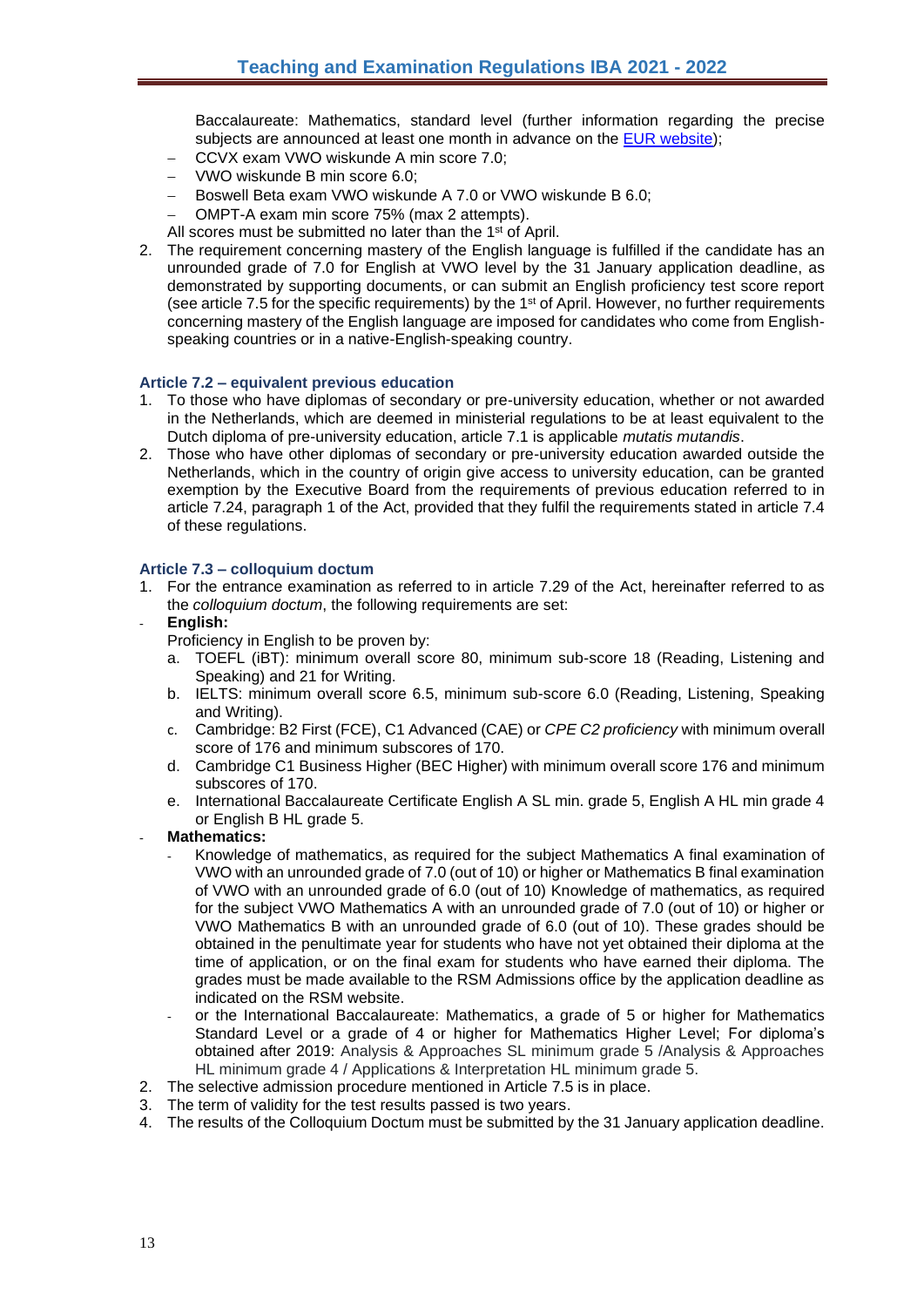Baccalaureate: Mathematics, standard level (further information regarding the precise subjects are announced at least one month in advance on the [EUR website](#));

- CCVX exam VWO wiskunde A min score 7.0;
- VWO wiskunde B min score 6.0;
- Boswell Beta exam VWO wiskunde A 7.0 or VWO wiskunde B 6.0;
- OMPT-A exam min score 75% (max 2 attempts).

All scores must be submitted no later than the 1st of April.

2. The requirement concerning mastery of the English language is fulfilled if the candidate has an unrounded grade of 7.0 for English at VWO level by the 31 January application deadline, as demonstrated by supporting documents, or can submit an English proficiency test score report (see article 7.5 for the specific requirements) by the 1st of April. However, no further requirements concerning mastery of the English language are imposed for candidates who come from English-speaking countries or in a native-English-speaking country.

#### Article 7.2 – equivalent previous education

1. To those who have diplomas of secondary or pre-university education, whether or not awarded in the Netherlands, which are deemed in ministerial regulations to be at least equivalent to the Dutch diploma of pre-university education, article 7.1 is applicable *mutatis mutandis*.
2. Those who have other diplomas of secondary or pre-university education awarded outside the Netherlands, which in the country of origin give access to university education, can be granted exemption by the Executive Board from the requirements of previous education referred to in article 7.24, paragraph 1 of the Act, provided that they fulfil the requirements stated in article 7.4 of these regulations.

#### Article 7.3 – colloquium doctum

1. For the entrance examination as referred to in article 7.29 of the Act, hereinafter referred to as the *colloquium doctum*, the following requirements are set:

- **English:**

  Proficiency in English to be proven by:

  a. TOEFL (iBT): minimum overall score 80, minimum sub-score 18 (Reading, Listening and Speaking) and 21 for Writing.
  b. IELTS: minimum overall score 6.5, minimum sub-score 6.0 (Reading, Listening, Speaking and Writing).
  c. Cambridge: B2 First (FCE), C1 Advanced (CAE) or *CPE C2 proficiency* with minimum overall score of 176 and minimum subscores of 170.
  d. Cambridge C1 Business Higher (BEC Higher) with minimum overall score 176 and minimum subscores of 170.
  e. International Baccalaureate Certificate English A SL min. grade 5, English A HL min grade 4 or English B HL grade 5.

- **Mathematics:**
  - Knowledge of mathematics, as required for the subject Mathematics A final examination of VWO with an unrounded grade of 7.0 (out of 10) or higher or Mathematics B final examination of VWO with an unrounded grade of 6.0 (out of 10) Knowledge of mathematics, as required for the subject VWO Mathematics A with an unrounded grade of 7.0 (out of 10) or higher or VWO Mathematics B with an unrounded grade of 6.0 (out of 10). These grades should be obtained in the penultimate year for students who have not yet obtained their diploma at the time of application, or on the final exam for students who have earned their diploma. The grades must be made available to the RSM Admissions office by the application deadline as indicated on the RSM website.
  - or the International Baccalaureate: Mathematics, a grade of 5 or higher for Mathematics Standard Level or a grade of 4 or higher for Mathematics Higher Level; For diploma's obtained after 2019: Analysis & Approaches SL minimum grade 5 /Analysis & Approaches HL minimum grade 4 / Applications & Interpretation HL minimum grade 5.

2. The selective admission procedure mentioned in Article 7.5 is in place.
3. The term of validity for the test results passed is two years.
4. The results of the Colloquium Doctum must be submitted by the 31 January application deadline.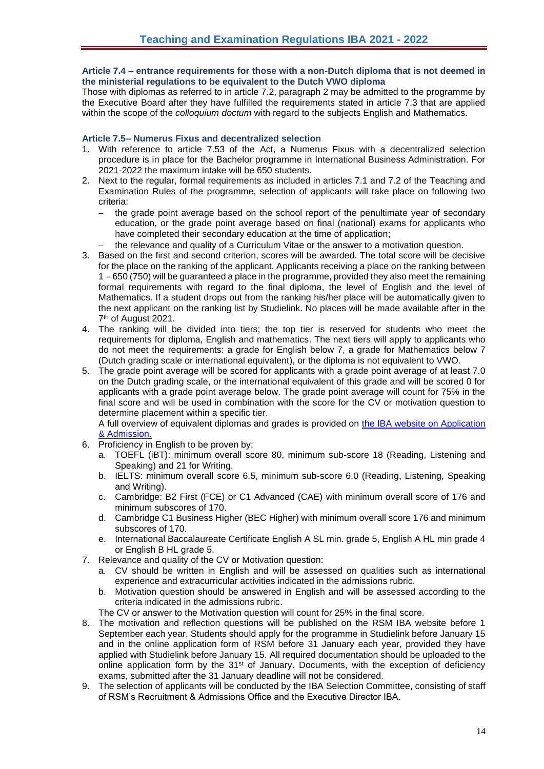#### Article 7.4 – entrance requirements for those with a non-Dutch diploma that is not deemed in the ministerial regulations to be equivalent to the Dutch VWO diploma

Those with diplomas as referred to in article 7.2, paragraph 2 may be admitted to the programme by the Executive Board after they have fulfilled the requirements stated in article 7.3 that are applied within the scope of the *colloquium doctum* with regard to the subjects English and Mathematics.

#### Article 7.5– Numerus Fixus and decentralized selection

1. With reference to article 7.53 of the Act, a Numerus Fixus with a decentralized selection procedure is in place for the Bachelor programme in International Business Administration. For 2021-2022 the maximum intake will be 650 students.
2. Next to the regular, formal requirements as included in articles 7.1 and 7.2 of the Teaching and Examination Rules of the programme, selection of applicants will take place on following two criteria:
   - the grade point average based on the school report of the penultimate year of secondary education, or the grade point average based on final (national) exams for applicants who have completed their secondary education at the time of application;
   - the relevance and quality of a Curriculum Vitae or the answer to a motivation question.
3. Based on the first and second criterion, scores will be awarded. The total score will be decisive for the place on the ranking of the applicant. Applicants receiving a place on the ranking between 1 – 650 (750) will be guaranteed a place in the programme, provided they also meet the remaining formal requirements with regard to the final diploma, the level of English and the level of Mathematics. If a student drops out from the ranking his/her place will be automatically given to the next applicant on the ranking list by Studielink. No places will be made available after in the 7th of August 2021.
4. The ranking will be divided into tiers; the top tier is reserved for students who meet the requirements for diploma, English and mathematics. The next tiers will apply to applicants who do not meet the requirements: a grade for English below 7, a grade for Mathematics below 7 (Dutch grading scale or international equivalent), or the diploma is not equivalent to VWO.
5. The grade point average will be scored for applicants with a grade point average of at least 7.0 on the Dutch grading scale, or the international equivalent of this grade and will be scored 0 for applicants with a grade point average below. The grade point average will count for 75% in the final score and will be used in combination with the score for the CV or motivation question to determine placement within a specific tier.
   A full overview of equivalent diplomas and grades is provided on [the IBA website on Application & Admission.]()
6. Proficiency in English to be proven by:
   a. TOEFL (iBT): minimum overall score 80, minimum sub-score 18 (Reading, Listening and Speaking) and 21 for Writing.
   b. IELTS: minimum overall score 6.5, minimum sub-score 6.0 (Reading, Listening, Speaking and Writing).
   c. Cambridge: B2 First (FCE) or C1 Advanced (CAE) with minimum overall score of 176 and minimum subscores of 170.
   d. Cambridge C1 Business Higher (BEC Higher) with minimum overall score 176 and minimum subscores of 170.
   e. International Baccalaureate Certificate English A SL min. grade 5, English A HL min grade 4 or English B HL grade 5.
7. Relevance and quality of the CV or Motivation question:
   a. CV should be written in English and will be assessed on qualities such as international experience and extracurricular activities indicated in the admissions rubric.
   b. Motivation question should be answered in English and will be assessed according to the criteria indicated in the admissions rubric.

   The CV or answer to the Motivation question will count for 25% in the final score.
8. The motivation and reflection questions will be published on the RSM IBA website before 1 September each year. Students should apply for the programme in Studielink before January 15 and in the online application form of RSM before 31 January each year, provided they have applied with Studielink before January 15. All required documentation should be uploaded to the online application form by the 31st of January. Documents, with the exception of deficiency exams, submitted after the 31 January deadline will not be considered.
9. The selection of applicants will be conducted by the IBA Selection Committee, consisting of staff of RSM's Recruitment & Admissions Office and the Executive Director IBA.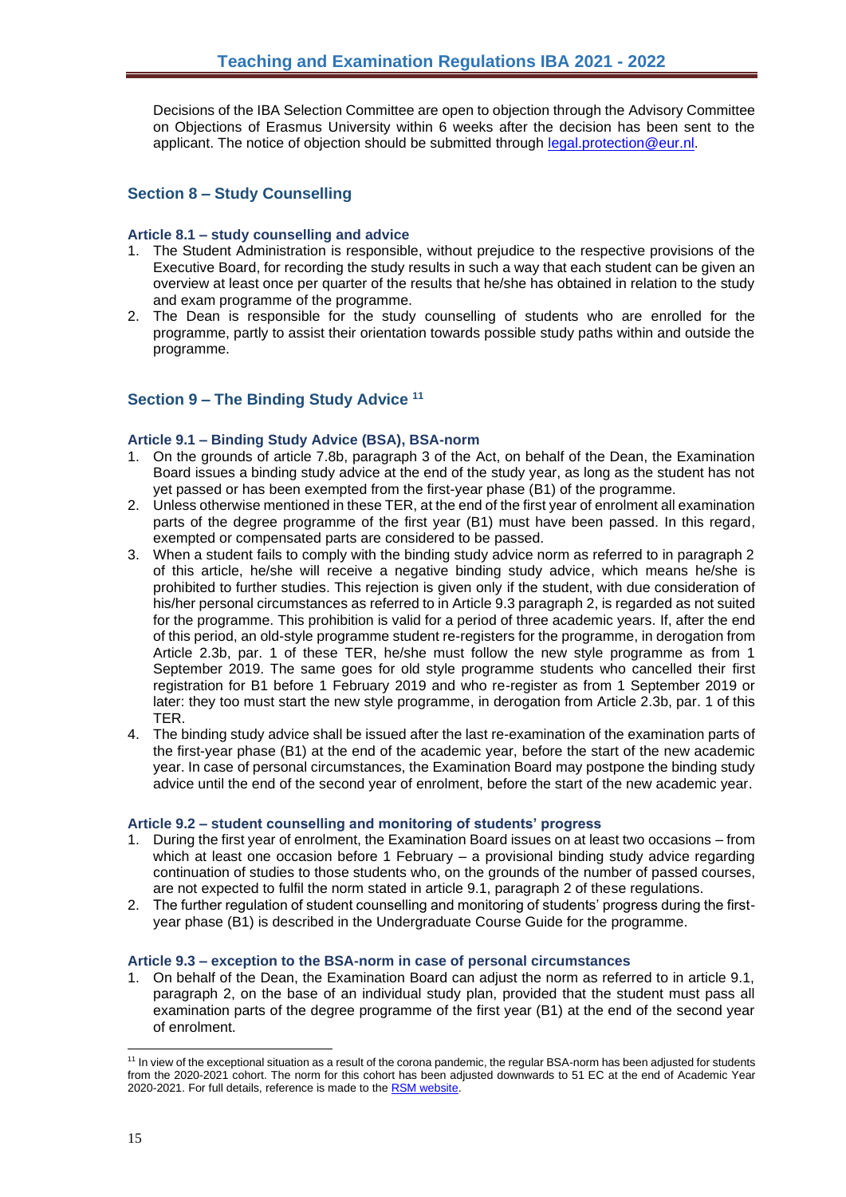Decisions of the IBA Selection Committee are open to objection through the Advisory Committee on Objections of Erasmus University within 6 weeks after the decision has been sent to the applicant. The notice of objection should be submitted through legal.protection@eur.nl.

## Section 8 – Study Counselling

### Article 8.1 – study counselling and advice

1. The Student Administration is responsible, without prejudice to the respective provisions of the Executive Board, for recording the study results in such a way that each student can be given an overview at least once per quarter of the results that he/she has obtained in relation to the study and exam programme of the programme.
2. The Dean is responsible for the study counselling of students who are enrolled for the programme, partly to assist their orientation towards possible study paths within and outside the programme.

## Section 9 – The Binding Study Advice [11]

### Article 9.1 – Binding Study Advice (BSA), BSA-norm

1. On the grounds of article 7.8b, paragraph 3 of the Act, on behalf of the Dean, the Examination Board issues a binding study advice at the end of the study year, as long as the student has not yet passed or has been exempted from the first-year phase (B1) of the programme.
2. Unless otherwise mentioned in these TER, at the end of the first year of enrolment all examination parts of the degree programme of the first year (B1) must have been passed. In this regard, exempted or compensated parts are considered to be passed.
3. When a student fails to comply with the binding study advice norm as referred to in paragraph 2 of this article, he/she will receive a negative binding study advice, which means he/she is prohibited to further studies. This rejection is given only if the student, with due consideration of his/her personal circumstances as referred to in Article 9.3 paragraph 2, is regarded as not suited for the programme. This prohibition is valid for a period of three academic years. If, after the end of this period, an old-style programme student re-registers for the programme, in derogation from Article 2.3b, par. 1 of these TER, he/she must follow the new style programme as from 1 September 2019. The same goes for old style programme students who cancelled their first registration for B1 before 1 February 2019 and who re-register as from 1 September 2019 or later: they too must start the new style programme, in derogation from Article 2.3b, par. 1 of this TER.
4. The binding study advice shall be issued after the last re-examination of the examination parts of the first-year phase (B1) at the end of the academic year, before the start of the new academic year. In case of personal circumstances, the Examination Board may postpone the binding study advice until the end of the second year of enrolment, before the start of the new academic year.

### Article 9.2 – student counselling and monitoring of students' progress

1. During the first year of enrolment, the Examination Board issues on at least two occasions – from which at least one occasion before 1 February – a provisional binding study advice regarding continuation of studies to those students who, on the grounds of the number of passed courses, are not expected to fulfil the norm stated in article 9.1, paragraph 2 of these regulations.
2. The further regulation of student counselling and monitoring of students' progress during the first-year phase (B1) is described in the Undergraduate Course Guide for the programme.

### Article 9.3 – exception to the BSA-norm in case of personal circumstances

1. On behalf of the Dean, the Examination Board can adjust the norm as referred to in article 9.1, paragraph 2, on the base of an individual study plan, provided that the student must pass all examination parts of the degree programme of the first year (B1) at the end of the second year of enrolment.

---

[11] In view of the exceptional situation as a result of the corona pandemic, the regular BSA-norm has been adjusted for students from the 2020-2021 cohort. The norm for this cohort has been adjusted downwards to 51 EC at the end of Academic Year 2020-2021. For full details, reference is made to the RSM website.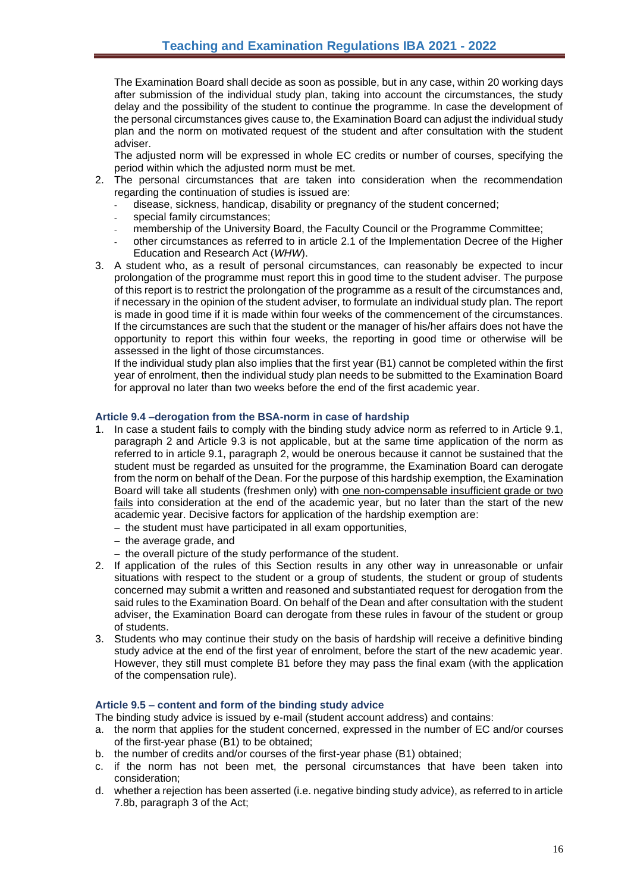The Examination Board shall decide as soon as possible, but in any case, within 20 working days after submission of the individual study plan, taking into account the circumstances, the study delay and the possibility of the student to continue the programme. In case the development of the personal circumstances gives cause to, the Examination Board can adjust the individual study plan and the norm on motivated request of the student and after consultation with the student adviser.

The adjusted norm will be expressed in whole EC credits or number of courses, specifying the period within which the adjusted norm must be met.

2. The personal circumstances that are taken into consideration when the recommendation regarding the continuation of studies is issued are:
   - disease, sickness, handicap, disability or pregnancy of the student concerned;
   - special family circumstances;
   - membership of the University Board, the Faculty Council or the Programme Committee;
   - other circumstances as referred to in article 2.1 of the Implementation Decree of the Higher Education and Research Act (*WHW*).
3. A student who, as a result of personal circumstances, can reasonably be expected to incur prolongation of the programme must report this in good time to the student adviser. The purpose of this report is to restrict the prolongation of the programme as a result of the circumstances and, if necessary in the opinion of the student adviser, to formulate an individual study plan. The report is made in good time if it is made within four weeks of the commencement of the circumstances. If the circumstances are such that the student or the manager of his/her affairs does not have the opportunity to report this within four weeks, the reporting in good time or otherwise will be assessed in the light of those circumstances.

   If the individual study plan also implies that the first year (B1) cannot be completed within the first year of enrolment, then the individual study plan needs to be submitted to the Examination Board for approval no later than two weeks before the end of the first academic year.

### Article 9.4 –derogation from the BSA-norm in case of hardship

1. In case a student fails to comply with the binding study advice norm as referred to in Article 9.1, paragraph 2 and Article 9.3 is not applicable, but at the same time application of the norm as referred to in article 9.1, paragraph 2, would be onerous because it cannot be sustained that the student must be regarded as unsuited for the programme, the Examination Board can derogate from the norm on behalf of the Dean. For the purpose of this hardship exemption, the Examination Board will take all students (freshmen only) with one non-compensable insufficient grade or two fails into consideration at the end of the academic year, but no later than the start of the new academic year. Decisive factors for application of the hardship exemption are:
   - the student must have participated in all exam opportunities,
   - the average grade, and
   - the overall picture of the study performance of the student.
2. If application of the rules of this Section results in any other way in unreasonable or unfair situations with respect to the student or a group of students, the student or group of students concerned may submit a written and reasoned and substantiated request for derogation from the said rules to the Examination Board. On behalf of the Dean and after consultation with the student adviser, the Examination Board can derogate from these rules in favour of the student or group of students.
3. Students who may continue their study on the basis of hardship will receive a definitive binding study advice at the end of the first year of enrolment, before the start of the new academic year. However, they still must complete B1 before they may pass the final exam (with the application of the compensation rule).

### Article 9.5 – content and form of the binding study advice

The binding study advice is issued by e-mail (student account address) and contains:

a. the norm that applies for the student concerned, expressed in the number of EC and/or courses of the first-year phase (B1) to be obtained;
b. the number of credits and/or courses of the first-year phase (B1) obtained;
c. if the norm has not been met, the personal circumstances that have been taken into consideration;
d. whether a rejection has been asserted (i.e. negative binding study advice), as referred to in article 7.8b, paragraph 3 of the Act;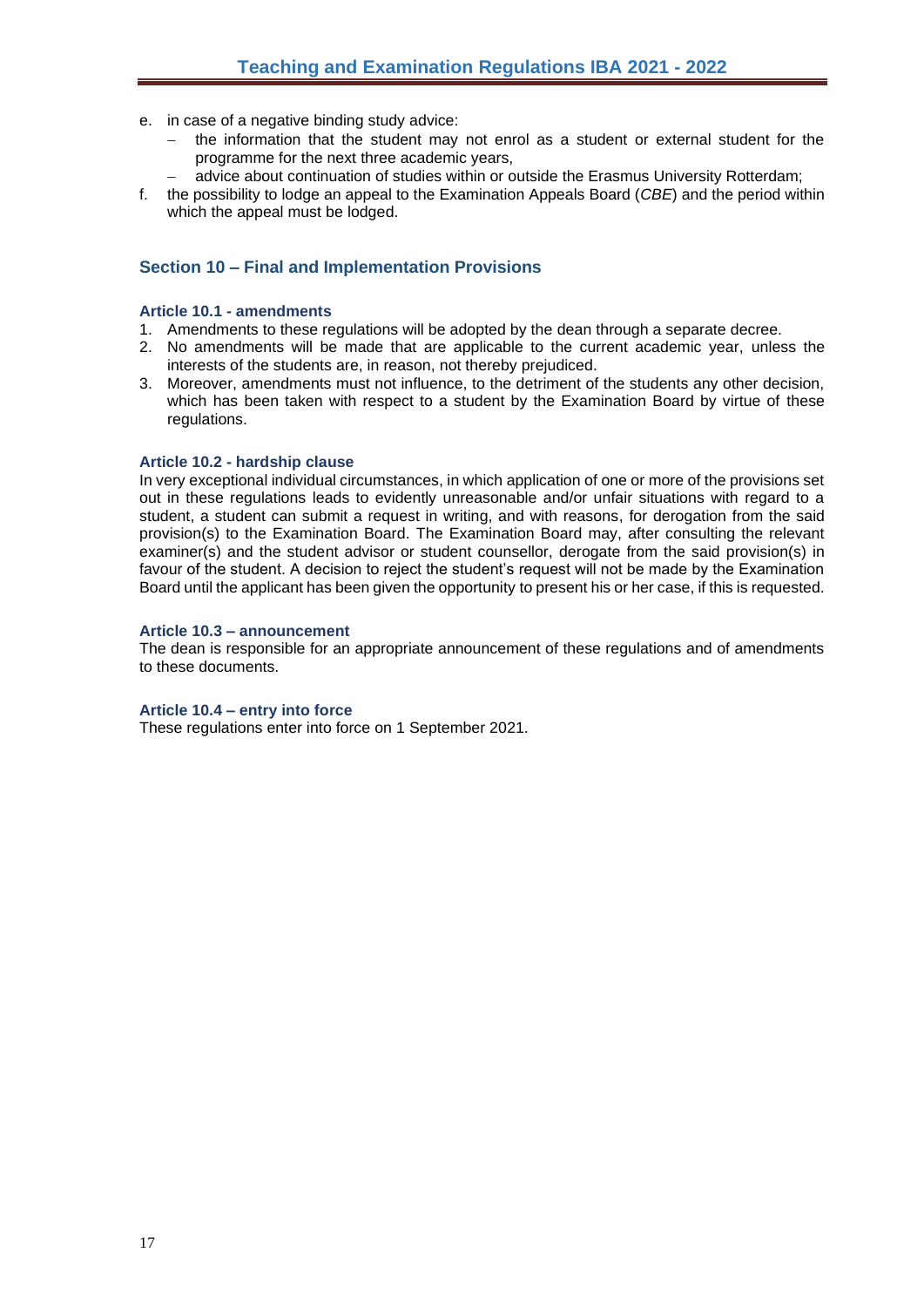e. in case of a negative binding study advice:
   - the information that the student may not enrol as a student or external student for the programme for the next three academic years,
   - advice about continuation of studies within or outside the Erasmus University Rotterdam;
f. the possibility to lodge an appeal to the Examination Appeals Board (*CBE*) and the period within which the appeal must be lodged.

## Section 10 – Final and Implementation Provisions

### Article 10.1 - amendments

1. Amendments to these regulations will be adopted by the dean through a separate decree.
2. No amendments will be made that are applicable to the current academic year, unless the interests of the students are, in reason, not thereby prejudiced.
3. Moreover, amendments must not influence, to the detriment of the students any other decision, which has been taken with respect to a student by the Examination Board by virtue of these regulations.

### Article 10.2 - hardship clause

In very exceptional individual circumstances, in which application of one or more of the provisions set out in these regulations leads to evidently unreasonable and/or unfair situations with regard to a student, a student can submit a request in writing, and with reasons, for derogation from the said provision(s) to the Examination Board. The Examination Board may, after consulting the relevant examiner(s) and the student advisor or student counsellor, derogate from the said provision(s) in favour of the student. A decision to reject the student's request will not be made by the Examination Board until the applicant has been given the opportunity to present his or her case, if this is requested.

### Article 10.3 – announcement

The dean is responsible for an appropriate announcement of these regulations and of amendments to these documents.

### Article 10.4 – entry into force

These regulations enter into force on 1 September 2021.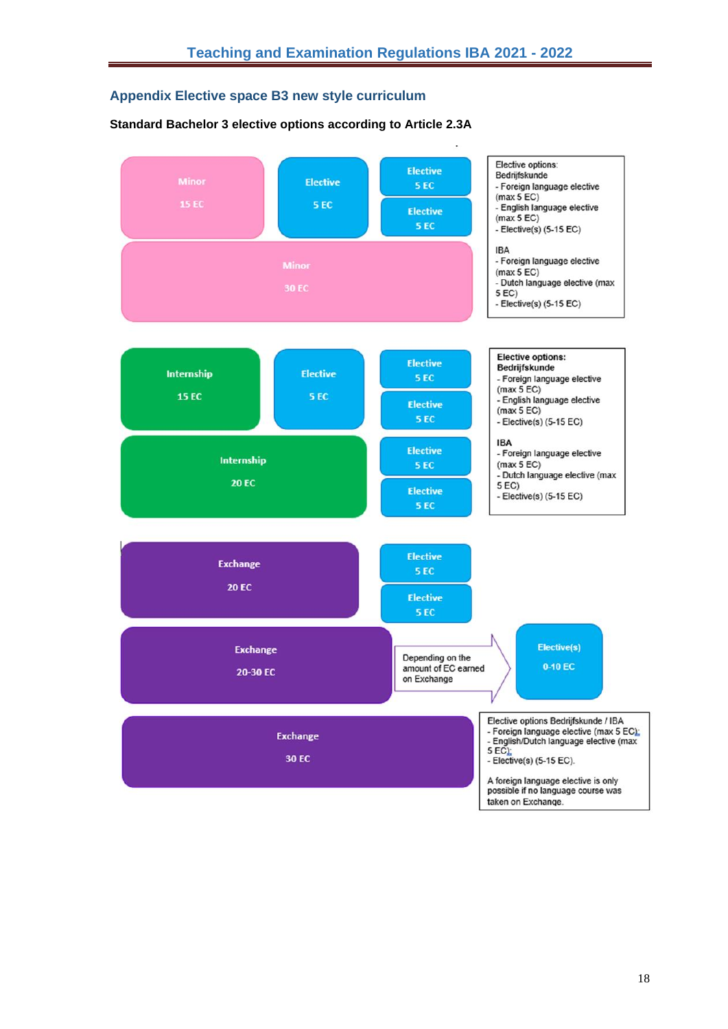## Appendix Elective space B3 new style curriculum

**Standard Bachelor 3 elective options according to Article 2.3A**

Minor
15 EC

Elective
5 EC

Elective
5 EC

Elective
5 EC

Minor
30 EC

Elective options:
Bedrijfskunde
- Foreign language elective (max 5 EC)
- English language elective (max 5 EC)
- Elective(s) (5-15 EC)

IBA
- Foreign language elective (max 5 EC)
- Dutch language elective (max 5 EC)
- Elective(s) (5-15 EC)

Internship
15 EC

Elective
5 EC

Elective
5 EC

Elective
5 EC

Internship
20 EC

Elective
5 EC

Elective
5 EC

**Elective options:**
**Bedrijfskunde**
- Foreign language elective (max 5 EC)
- English language elective (max 5 EC)
- Elective(s) (5-15 EC)

**IBA**
- Foreign language elective (max 5 EC)
- Dutch language elective (max 5 EC)
- Elective(s) (5-15 EC)

Exchange
20 EC

Elective
5 EC

Elective
5 EC

Exchange
20-30 EC

Depending on the amount of EC earned on Exchange

Elective(s)
0-10 EC

Exchange
30 EC

Elective options Bedrijfskunde / IBA
- Foreign language elective (max 5 EC);
- English/Dutch language elective (max 5 EC);
- Elective(s) (5-15 EC).

A foreign language elective is only possible if no language course was taken on Exchange.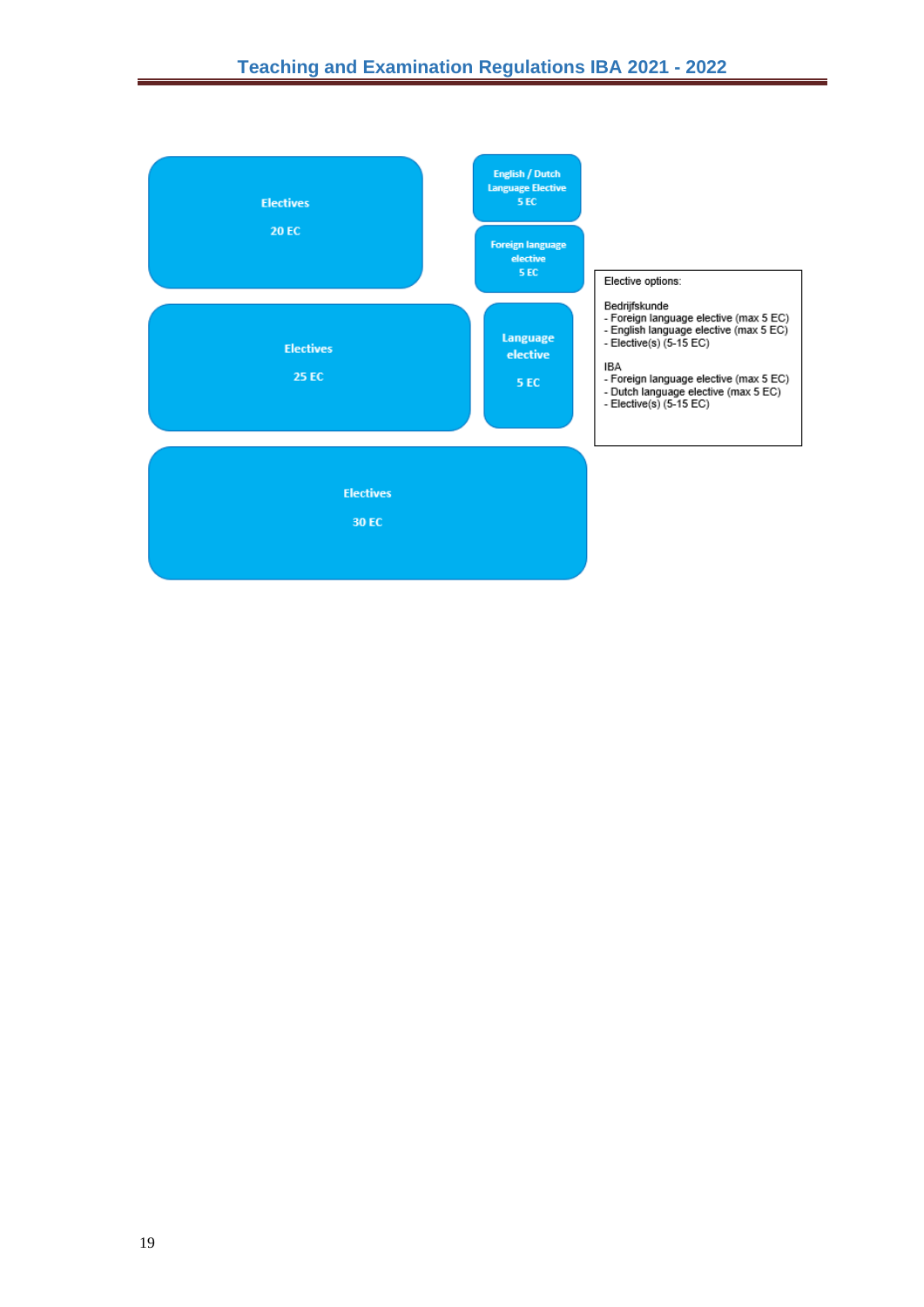Electives

20 EC

English / Dutch Language Elective
5 EC

Foreign language elective
5 EC

Electives

25 EC

Language elective

5 EC

Electives

30 EC

Elective options:

Bedrijfskunde
- Foreign language elective (max 5 EC)
- English language elective (max 5 EC)
- Elective(s) (5-15 EC)

IBA
- Foreign language elective (max 5 EC)
- Dutch language elective (max 5 EC)
- Elective(s) (5-15 EC)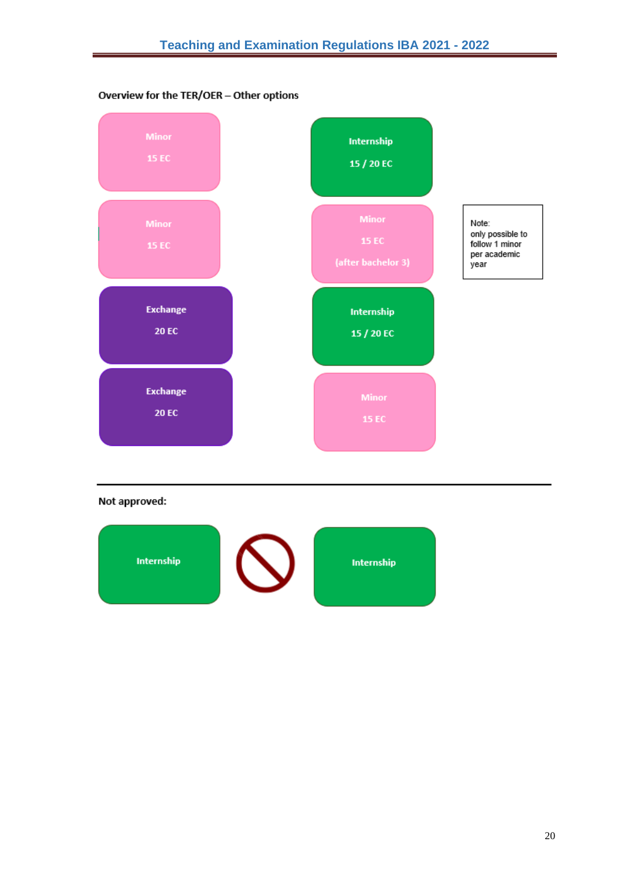Overview for the TER/OER – Other options

| Left | Right |
| --- | --- |
| Minor 15 EC | Internship 15 / 20 EC |
| Minor 15 EC | Minor 15 EC (after bachelor 3) |
| Exchange 20 EC | Internship 15 / 20 EC |
| Exchange 20 EC | Minor 15 EC |

Note: only possible to follow 1 minor per academic year

---

**Not approved:**

Internship ⃠ Internship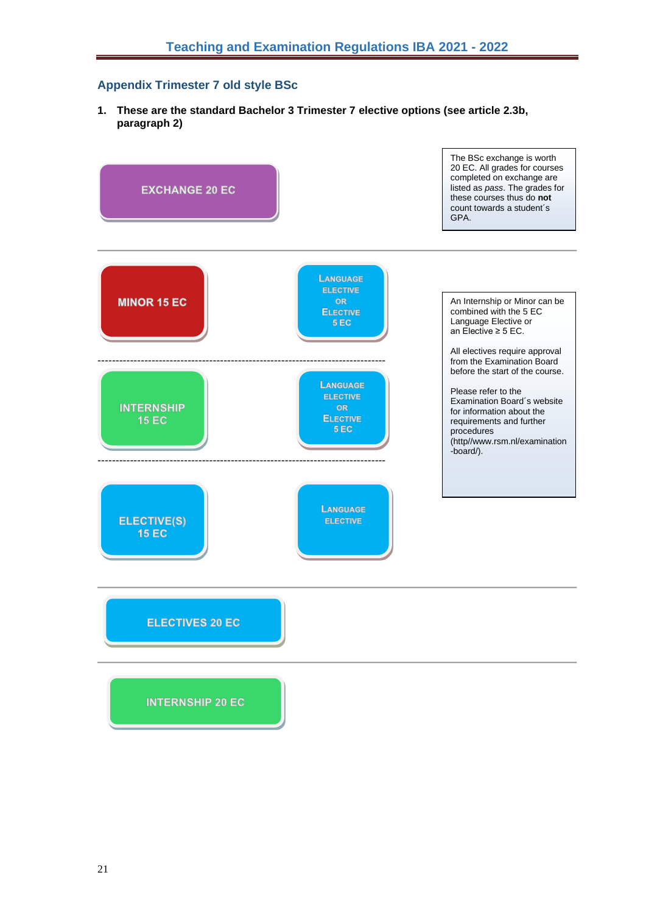## Appendix Trimester 7 old style BSc

1. **These are the standard Bachelor 3 Trimester 7 elective options (see article 2.3b, paragraph 2)**

EXCHANGE 20 EC

The BSc exchange is worth 20 EC. All grades for courses completed on exchange are listed as *pass*. The grades for these courses thus do **not** count towards a student´s GPA.

---

MINOR 15 EC

LANGUAGE ELECTIVE OR ELECTIVE 5 EC

---

INTERNSHIP 15 EC

LANGUAGE ELECTIVE OR ELECTIVE 5 EC

---

ELECTIVE(S) 15 EC

LANGUAGE ELECTIVE

An Internship or Minor can be combined with the 5 EC Language Elective or an Elective ≥ 5 EC.

All electives require approval from the Examination Board before the start of the course.

Please refer to the Examination Board´s website for information about the requirements and further procedures (http//www.rsm.nl/examination-board/).

---

ELECTIVES 20 EC

---

INTERNSHIP 20 EC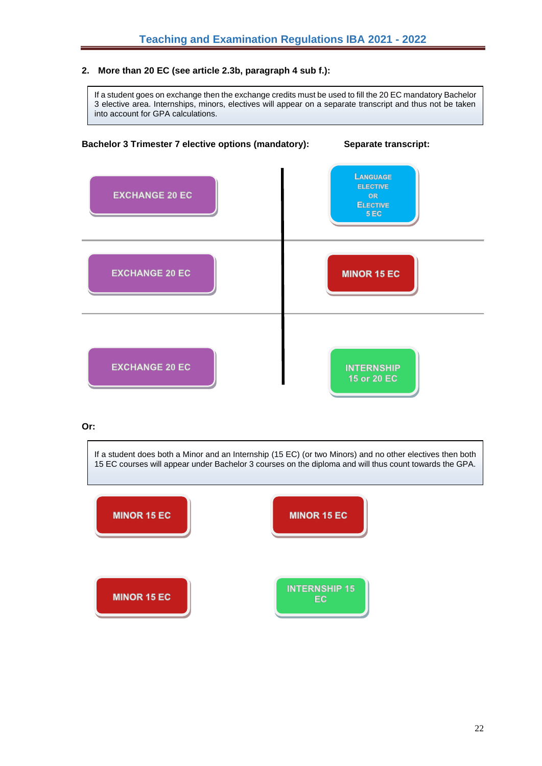**2. More than 20 EC (see article 2.3b, paragraph 4 sub f.):**

> If a student goes on exchange then the exchange credits must be used to fill the 20 EC mandatory Bachelor 3 elective area. Internships, minors, electives will appear on a separate transcript and thus not be taken into account for GPA calculations.

| Bachelor 3 Trimester 7 elective options (mandatory): | Separate transcript: |
|---|---|
| EXCHANGE 20 EC | LANGUAGE ELECTIVE OR ELECTIVE 5 EC |
| EXCHANGE 20 EC | MINOR 15 EC |
| EXCHANGE 20 EC | INTERNSHIP 15 or 20 EC |

**Or:**

> If a student does both a Minor and an Internship (15 EC) (or two Minors) and no other electives then both 15 EC courses will appear under Bachelor 3 courses on the diploma and will thus count towards the GPA.

| | |
|---|---|
| MINOR 15 EC | MINOR 15 EC |
| MINOR 15 EC | INTERNSHIP 15 EC |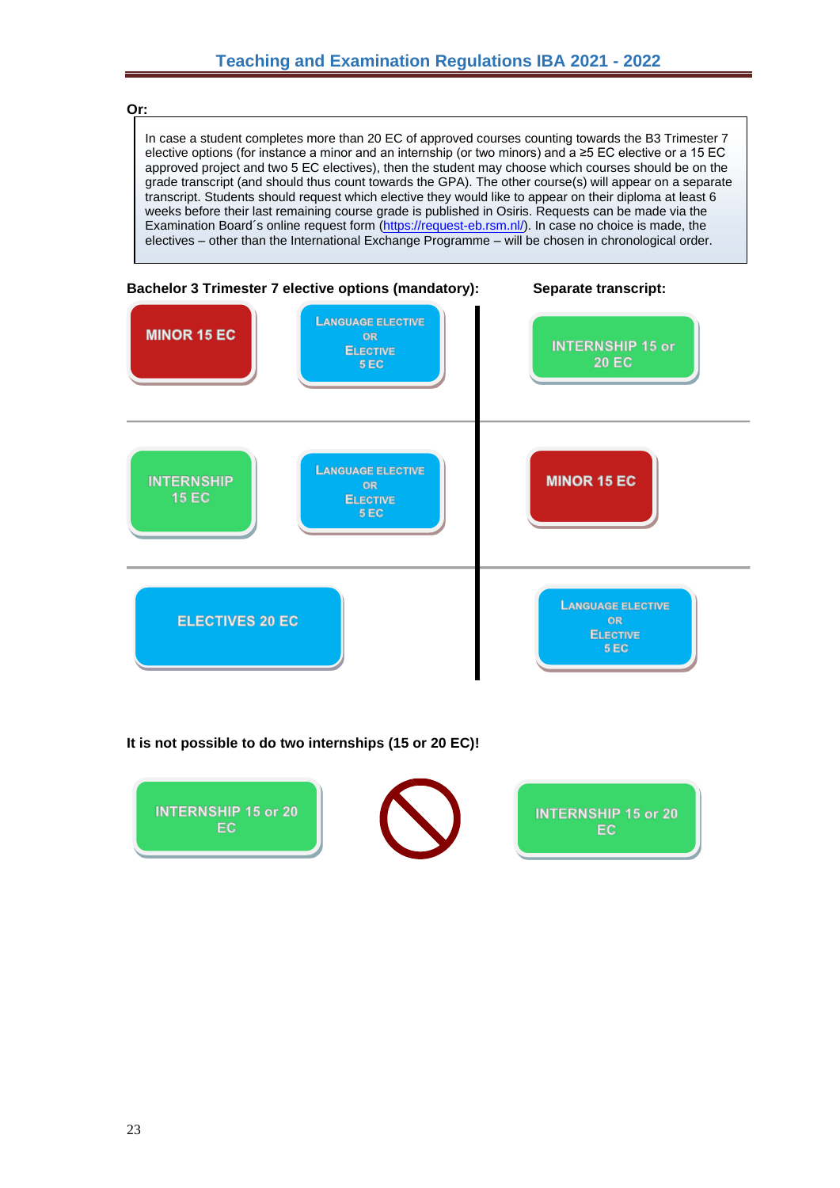**Or:**

> In case a student completes more than 20 EC of approved courses counting towards the B3 Trimester 7 elective options (for instance a minor and an internship (or two minors) and a ≥5 EC elective or a 15 EC approved project and two 5 EC electives), then the student may choose which courses should be on the grade transcript (and should thus count towards the GPA). The other course(s) will appear on a separate transcript. Students should request which elective they would like to appear on their diploma at least 6 weeks before their last remaining course grade is published in Osiris. Requests can be made via the Examination Board´s online request form (https://request-eb.rsm.nl/). In case no choice is made, the electives – other than the International Exchange Programme – will be chosen in chronological order.

| **Bachelor 3 Trimester 7 elective options (mandatory):** | | **Separate transcript:** |
|---|---|---|
| MINOR 15 EC | LANGUAGE ELECTIVE OR ELECTIVE 5 EC | INTERNSHIP 15 or 20 EC |
| INTERNSHIP 15 EC | LANGUAGE ELECTIVE OR ELECTIVE 5 EC | MINOR 15 EC |
| ELECTIVES 20 EC | | LANGUAGE ELECTIVE OR ELECTIVE 5 EC |

**It is not possible to do two internships (15 or 20 EC)!**

INTERNSHIP 15 or 20 EC ⃠ INTERNSHIP 15 or 20 EC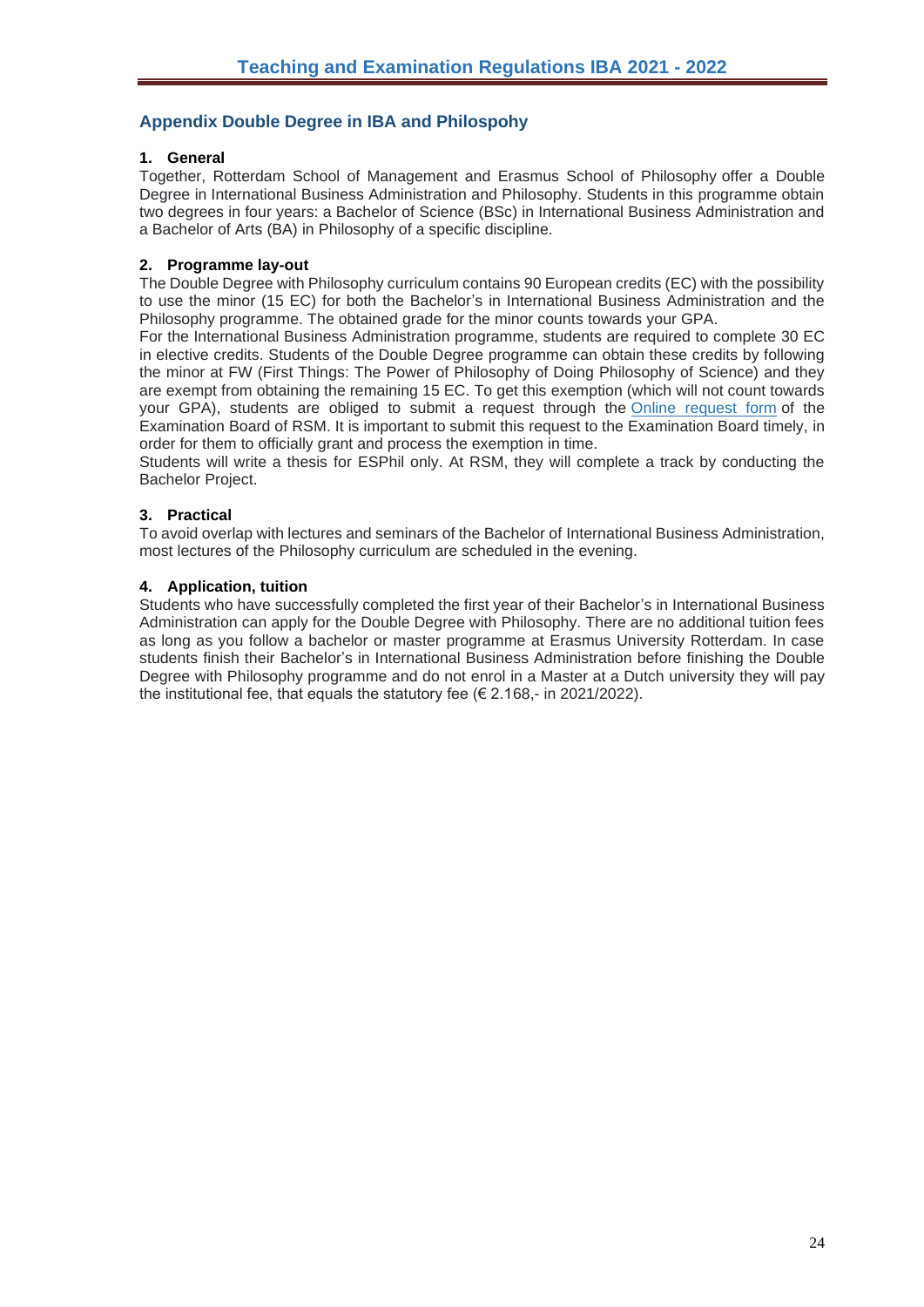## Appendix Double Degree in IBA and Philospohy

### 1. General

Together, Rotterdam School of Management and Erasmus School of Philosophy offer a Double Degree in International Business Administration and Philosophy. Students in this programme obtain two degrees in four years: a Bachelor of Science (BSc) in International Business Administration and a Bachelor of Arts (BA) in Philosophy of a specific discipline.

### 2. Programme lay-out

The Double Degree with Philosophy curriculum contains 90 European credits (EC) with the possibility to use the minor (15 EC) for both the Bachelor's in International Business Administration and the Philosophy programme. The obtained grade for the minor counts towards your GPA.

For the International Business Administration programme, students are required to complete 30 EC in elective credits. Students of the Double Degree programme can obtain these credits by following the minor at FW (First Things: The Power of Philosophy of Doing Philosophy of Science) and they are exempt from obtaining the remaining 15 EC. To get this exemption (which will not count towards your GPA), students are obliged to submit a request through the Online request form of the Examination Board of RSM. It is important to submit this request to the Examination Board timely, in order for them to officially grant and process the exemption in time.

Students will write a thesis for ESPhil only. At RSM, they will complete a track by conducting the Bachelor Project.

### 3. Practical

To avoid overlap with lectures and seminars of the Bachelor of International Business Administration, most lectures of the Philosophy curriculum are scheduled in the evening.

### 4. Application, tuition

Students who have successfully completed the first year of their Bachelor's in International Business Administration can apply for the Double Degree with Philosophy. There are no additional tuition fees as long as you follow a bachelor or master programme at Erasmus University Rotterdam. In case students finish their Bachelor's in International Business Administration before finishing the Double Degree with Philosophy programme and do not enrol in a Master at a Dutch university they will pay the institutional fee, that equals the statutory fee (€ 2.168,- in 2021/2022).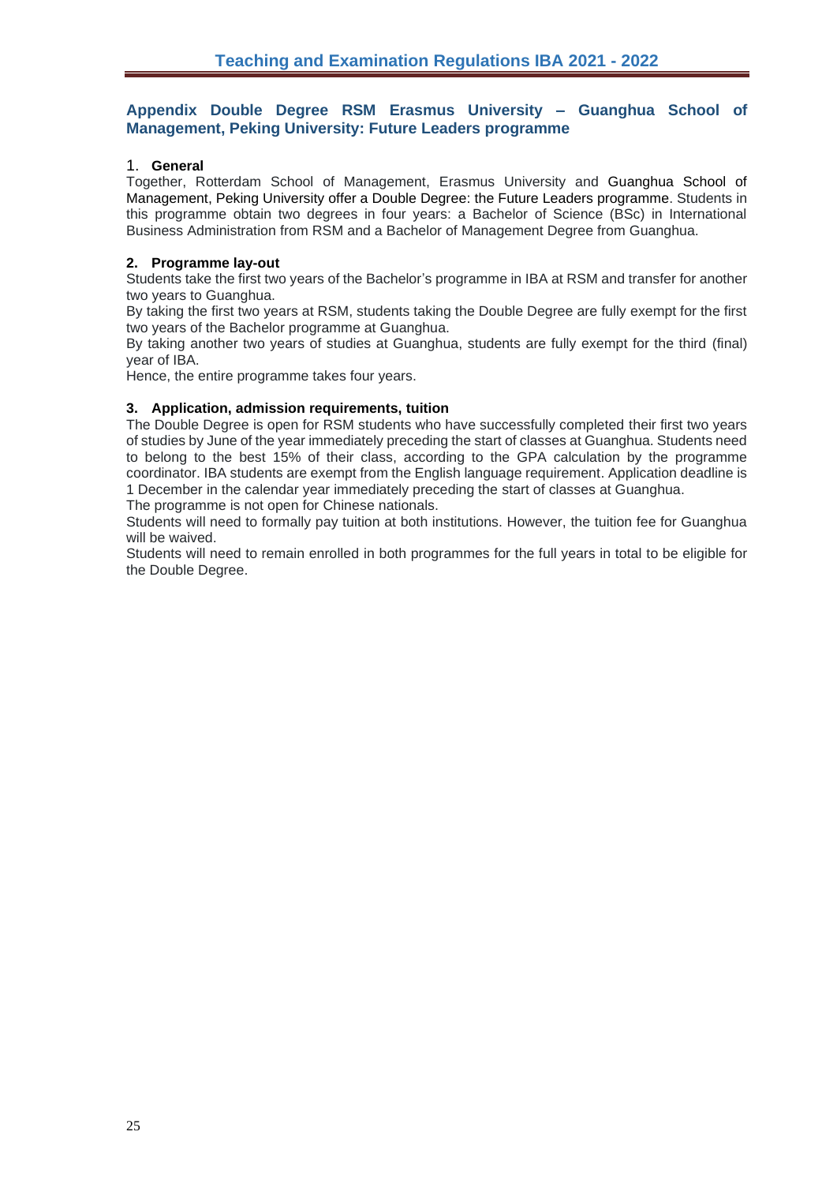## Appendix Double Degree RSM Erasmus University – Guanghua School of Management, Peking University: Future Leaders programme

### 1. General

Together, Rotterdam School of Management, Erasmus University and Guanghua School of Management, Peking University offer a Double Degree: the Future Leaders programme. Students in this programme obtain two degrees in four years: a Bachelor of Science (BSc) in International Business Administration from RSM and a Bachelor of Management Degree from Guanghua.

### 2. Programme lay-out

Students take the first two years of the Bachelor's programme in IBA at RSM and transfer for another two years to Guanghua.

By taking the first two years at RSM, students taking the Double Degree are fully exempt for the first two years of the Bachelor programme at Guanghua.

By taking another two years of studies at Guanghua, students are fully exempt for the third (final) year of IBA.

Hence, the entire programme takes four years.

### 3. Application, admission requirements, tuition

The Double Degree is open for RSM students who have successfully completed their first two years of studies by June of the year immediately preceding the start of classes at Guanghua. Students need to belong to the best 15% of their class, according to the GPA calculation by the programme coordinator. IBA students are exempt from the English language requirement. Application deadline is 1 December in the calendar year immediately preceding the start of classes at Guanghua.

The programme is not open for Chinese nationals.

Students will need to formally pay tuition at both institutions. However, the tuition fee for Guanghua will be waived.

Students will need to remain enrolled in both programmes for the full years in total to be eligible for the Double Degree.